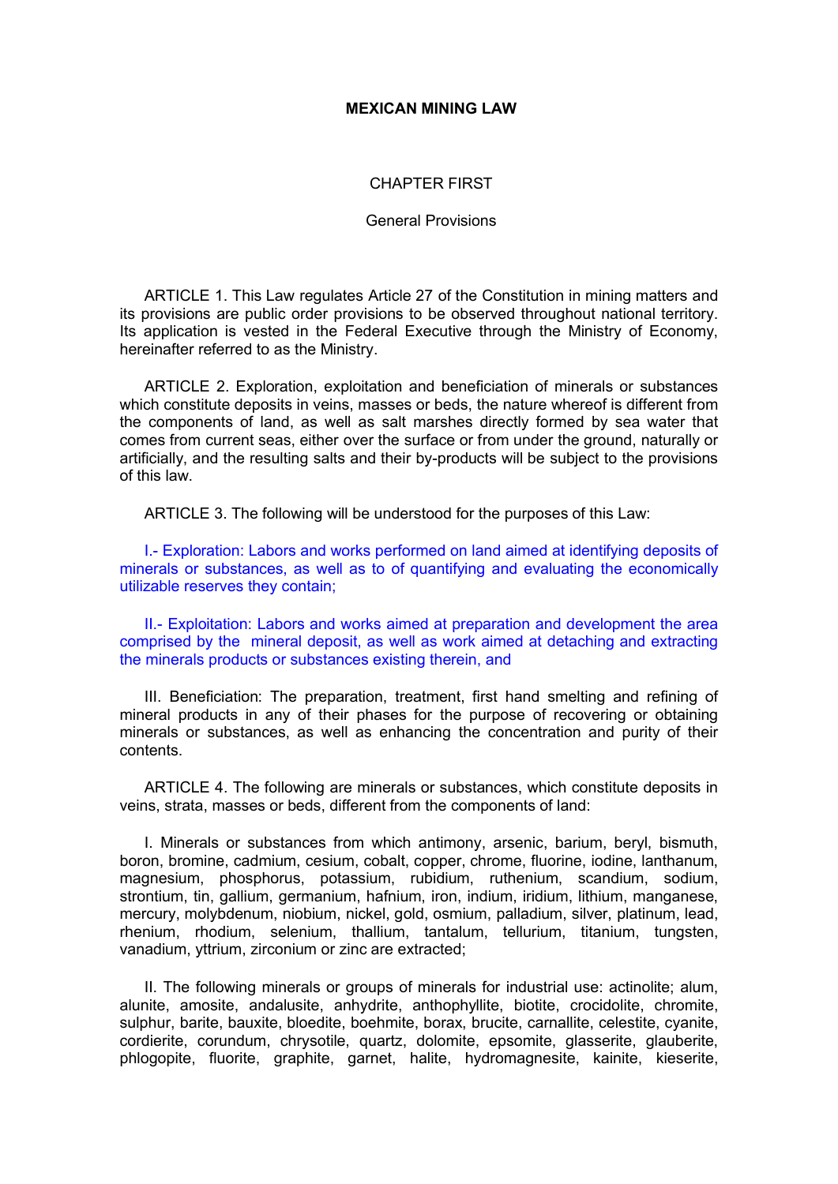# MEXICAN MINING LAW

## CHAPTER FIRST

### General Provisions

ARTICLE 1. This Law regulates Article 27 of the Constitution in mining matters and its provisions are public order provisions to be observed throughout national territory. Its application is vested in the Federal Executive through the Ministry of Economy, hereinafter referred to as the Ministry.

ARTICLE 2. Exploration, exploitation and beneficiation of minerals or substances which constitute deposits in veins, masses or beds, the nature whereof is different from the components of land, as well as salt marshes directly formed by sea water that comes from current seas, either over the surface or from under the ground, naturally or artificially, and the resulting salts and their by-products will be subject to the provisions of this law.

ARTICLE 3. The following will be understood for the purposes of this Law:

I.- Exploration: Labors and works performed on land aimed at identifying deposits of minerals or substances, as well as to of quantifying and evaluating the economically utilizable reserves they contain;

II.- Exploitation: Labors and works aimed at preparation and development the area comprised by the mineral deposit, as well as work aimed at detaching and extracting the minerals products or substances existing therein, and

III. Beneficiation: The preparation, treatment, first hand smelting and refining of mineral products in any of their phases for the purpose of recovering or obtaining minerals or substances, as well as enhancing the concentration and purity of their contents.

ARTICLE 4. The following are minerals or substances, which constitute deposits in veins, strata, masses or beds, different from the components of land:

I. Minerals or substances from which antimony, arsenic, barium, beryl, bismuth, boron, bromine, cadmium, cesium, cobalt, copper, chrome, fluorine, iodine, lanthanum, magnesium, phosphorus, potassium, rubidium, ruthenium, scandium, sodium, strontium, tin, gallium, germanium, hafnium, iron, indium, iridium, lithium, manganese, mercury, molybdenum, niobium, nickel, gold, osmium, palladium, silver, platinum, lead, rhenium, rhodium, selenium, thallium, tantalum, tellurium, titanium, tungsten, vanadium, yttrium, zirconium or zinc are extracted;

II. The following minerals or groups of minerals for industrial use: actinolite; alum, alunite, amosite, andalusite, anhydrite, anthophyllite, biotite, crocidolite, chromite, sulphur, barite, bauxite, bloedite, boehmite, borax, brucite, carnallite, celestite, cyanite, cordierite, corundum, chrysotile, quartz, dolomite, epsomite, glasserite, glauberite, phlogopite, fluorite, graphite, garnet, halite, hydromagnesite, kainite, kieserite,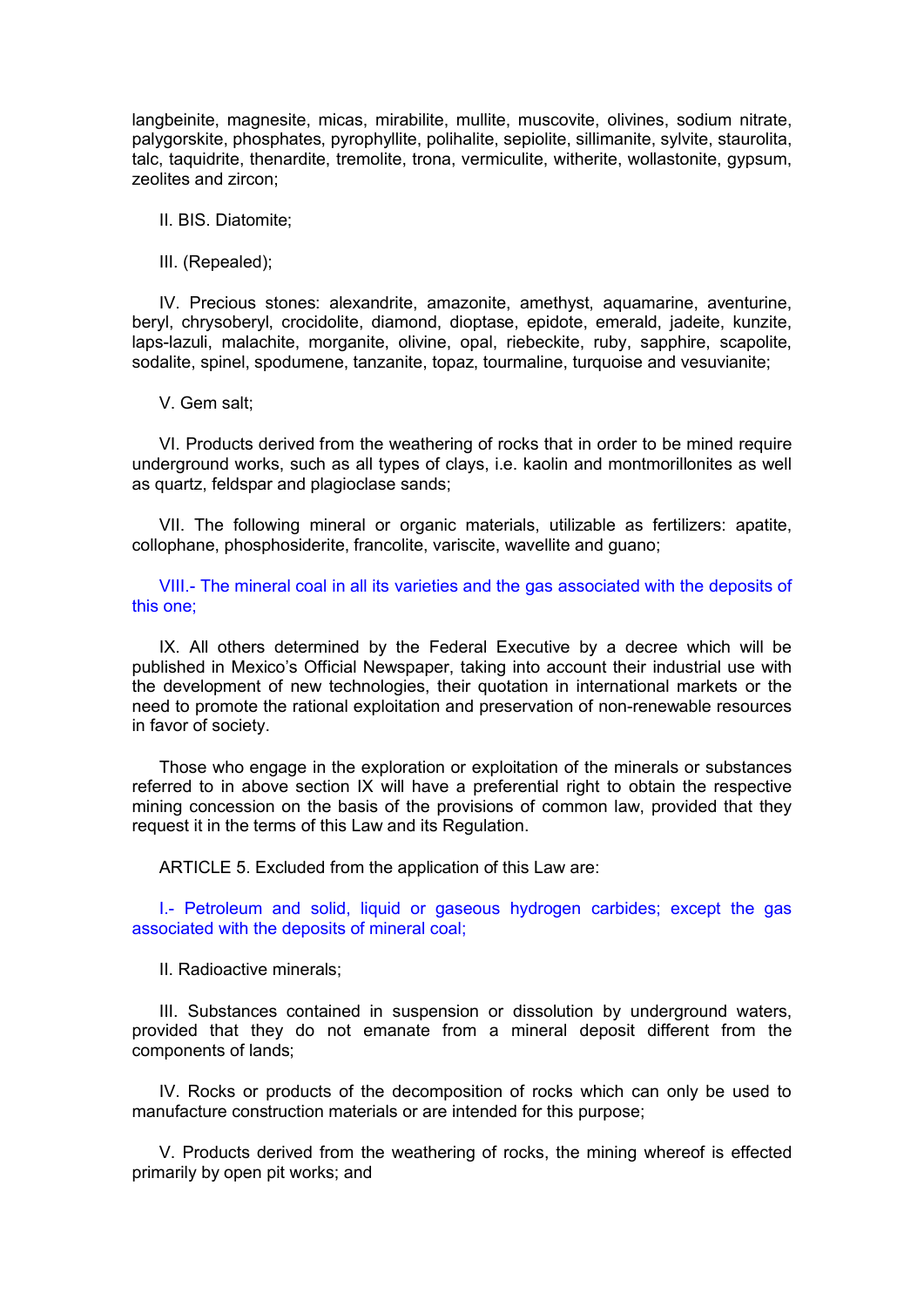langbeinite, magnesite, micas, mirabilite, mullite, muscovite, olivines, sodium nitrate, palygorskite, phosphates, pyrophyllite, polihalite, sepiolite, sillimanite, sylvite, staurolita, talc, taquidrite, thenardite, tremolite, trona, vermiculite, witherite, wollastonite, gypsum, zeolites and zircon;

II. BIS. Diatomite;

III. (Repealed);

IV. Precious stones: alexandrite, amazonite, amethyst, aquamarine, aventurine, beryl, chrysoberyl, crocidolite, diamond, dioptase, epidote, emerald, jadeite, kunzite, laps-lazuli, malachite, morganite, olivine, opal, riebeckite, ruby, sapphire, scapolite, sodalite, spinel, spodumene, tanzanite, topaz, tourmaline, turquoise and vesuvianite;

V. Gem salt;

VI. Products derived from the weathering of rocks that in order to be mined require underground works, such as all types of clays, i.e. kaolin and montmorillonites as well as quartz, feldspar and plagioclase sands;

VII. The following mineral or organic materials, utilizable as fertilizers: apatite, collophane, phosphosiderite, francolite, variscite, wavellite and guano;

VIII.- The mineral coal in all its varieties and the gas associated with the deposits of this one;

IX. All others determined by the Federal Executive by a decree which will be published in Mexico's Official Newspaper, taking into account their industrial use with the development of new technologies, their quotation in international markets or the need to promote the rational exploitation and preservation of non-renewable resources in favor of society.

Those who engage in the exploration or exploitation of the minerals or substances referred to in above section IX will have a preferential right to obtain the respective mining concession on the basis of the provisions of common law, provided that they request it in the terms of this Law and its Regulation.

ARTICLE 5. Excluded from the application of this Law are:

I.- Petroleum and solid, liquid or gaseous hydrogen carbides; except the gas associated with the deposits of mineral coal;

II. Radioactive minerals;

III. Substances contained in suspension or dissolution by underground waters, provided that they do not emanate from a mineral deposit different from the components of lands;

IV. Rocks or products of the decomposition of rocks which can only be used to manufacture construction materials or are intended for this purpose;

V. Products derived from the weathering of rocks, the mining whereof is effected primarily by open pit works; and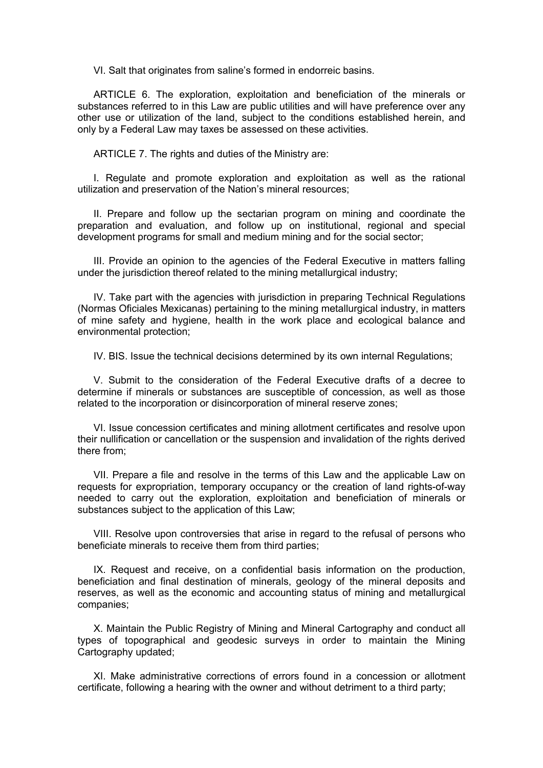VI. Salt that originates from saline's formed in endorreic basins.

ARTICLE 6. The exploration, exploitation and beneficiation of the minerals or substances referred to in this Law are public utilities and will have preference over any other use or utilization of the land, subject to the conditions established herein, and only by a Federal Law may taxes be assessed on these activities.

ARTICLE 7. The rights and duties of the Ministry are:

I. Regulate and promote exploration and exploitation as well as the rational utilization and preservation of the Nation's mineral resources;

II. Prepare and follow up the sectarian program on mining and coordinate the preparation and evaluation, and follow up on institutional, regional and special development programs for small and medium mining and for the social sector;

III. Provide an opinion to the agencies of the Federal Executive in matters falling under the jurisdiction thereof related to the mining metallurgical industry;

IV. Take part with the agencies with jurisdiction in preparing Technical Regulations (Normas Oficiales Mexicanas) pertaining to the mining metallurgical industry, in matters of mine safety and hygiene, health in the work place and ecological balance and environmental protection;

IV. BIS. Issue the technical decisions determined by its own internal Regulations;

V. Submit to the consideration of the Federal Executive drafts of a decree to determine if minerals or substances are susceptible of concession, as well as those related to the incorporation or disincorporation of mineral reserve zones;

VI. Issue concession certificates and mining allotment certificates and resolve upon their nullification or cancellation or the suspension and invalidation of the rights derived there from;

VII. Prepare a file and resolve in the terms of this Law and the applicable Law on requests for expropriation, temporary occupancy or the creation of land rights-of-way needed to carry out the exploration, exploitation and beneficiation of minerals or substances subject to the application of this Law;

VIII. Resolve upon controversies that arise in regard to the refusal of persons who beneficiate minerals to receive them from third parties;

IX. Request and receive, on a confidential basis information on the production, beneficiation and final destination of minerals, geology of the mineral deposits and reserves, as well as the economic and accounting status of mining and metallurgical companies;

X. Maintain the Public Registry of Mining and Mineral Cartography and conduct all types of topographical and geodesic surveys in order to maintain the Mining Cartography updated;

XI. Make administrative corrections of errors found in a concession or allotment certificate, following a hearing with the owner and without detriment to a third party;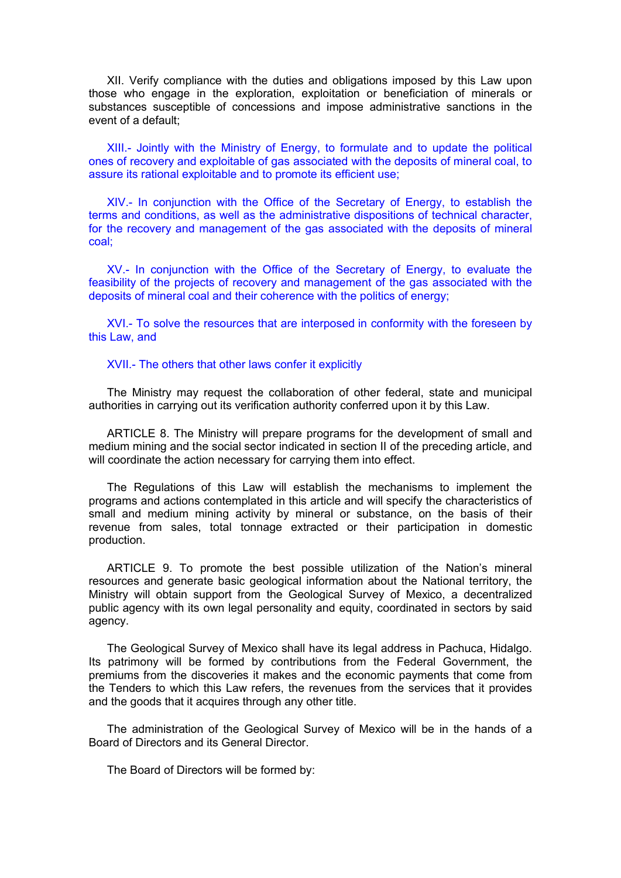XII. Verify compliance with the duties and obligations imposed by this Law upon those who engage in the exploration, exploitation or beneficiation of minerals or substances susceptible of concessions and impose administrative sanctions in the event of a default;

XIII.- Jointly with the Ministry of Energy, to formulate and to update the political ones of recovery and exploitable of gas associated with the deposits of mineral coal, to assure its rational exploitable and to promote its efficient use;

XIV.- In conjunction with the Office of the Secretary of Energy, to establish the terms and conditions, as well as the administrative dispositions of technical character, for the recovery and management of the gas associated with the deposits of mineral coal;

XV.- In conjunction with the Office of the Secretary of Energy, to evaluate the feasibility of the projects of recovery and management of the gas associated with the deposits of mineral coal and their coherence with the politics of energy;

XVI.- To solve the resources that are interposed in conformity with the foreseen by this Law, and

XVII.- The others that other laws confer it explicitly

The Ministry may request the collaboration of other federal, state and municipal authorities in carrying out its verification authority conferred upon it by this Law.

ARTICLE 8. The Ministry will prepare programs for the development of small and medium mining and the social sector indicated in section II of the preceding article, and will coordinate the action necessary for carrying them into effect.

The Regulations of this Law will establish the mechanisms to implement the programs and actions contemplated in this article and will specify the characteristics of small and medium mining activity by mineral or substance, on the basis of their revenue from sales, total tonnage extracted or their participation in domestic production.

ARTICLE 9. To promote the best possible utilization of the Nation's mineral resources and generate basic geological information about the National territory, the Ministry will obtain support from the Geological Survey of Mexico, a decentralized public agency with its own legal personality and equity, coordinated in sectors by said agency.

The Geological Survey of Mexico shall have its legal address in Pachuca, Hidalgo. Its patrimony will be formed by contributions from the Federal Government, the premiums from the discoveries it makes and the economic payments that come from the Tenders to which this Law refers, the revenues from the services that it provides and the goods that it acquires through any other title.

The administration of the Geological Survey of Mexico will be in the hands of a Board of Directors and its General Director.

The Board of Directors will be formed by: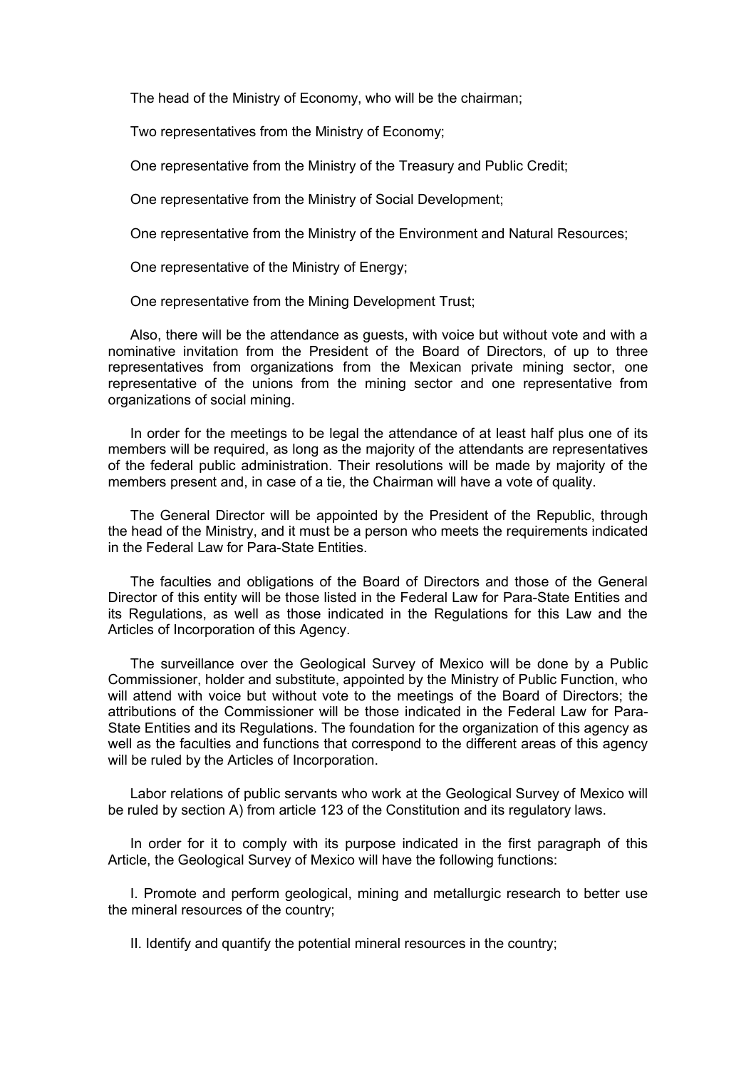The head of the Ministry of Economy, who will be the chairman;

Two representatives from the Ministry of Economy;

One representative from the Ministry of the Treasury and Public Credit;

One representative from the Ministry of Social Development;

One representative from the Ministry of the Environment and Natural Resources;

One representative of the Ministry of Energy;

One representative from the Mining Development Trust;

Also, there will be the attendance as guests, with voice but without vote and with a nominative invitation from the President of the Board of Directors, of up to three representatives from organizations from the Mexican private mining sector, one representative of the unions from the mining sector and one representative from organizations of social mining.

In order for the meetings to be legal the attendance of at least half plus one of its members will be required, as long as the majority of the attendants are representatives of the federal public administration. Their resolutions will be made by majority of the members present and, in case of a tie, the Chairman will have a vote of quality.

The General Director will be appointed by the President of the Republic, through the head of the Ministry, and it must be a person who meets the requirements indicated in the Federal Law for Para-State Entities.

The faculties and obligations of the Board of Directors and those of the General Director of this entity will be those listed in the Federal Law for Para-State Entities and its Regulations, as well as those indicated in the Regulations for this Law and the Articles of Incorporation of this Agency.

The surveillance over the Geological Survey of Mexico will be done by a Public Commissioner, holder and substitute, appointed by the Ministry of Public Function, who will attend with voice but without vote to the meetings of the Board of Directors; the attributions of the Commissioner will be those indicated in the Federal Law for Para-State Entities and its Regulations. The foundation for the organization of this agency as well as the faculties and functions that correspond to the different areas of this agency will be ruled by the Articles of Incorporation.

Labor relations of public servants who work at the Geological Survey of Mexico will be ruled by section A) from article 123 of the Constitution and its regulatory laws.

In order for it to comply with its purpose indicated in the first paragraph of this Article, the Geological Survey of Mexico will have the following functions:

I. Promote and perform geological, mining and metallurgic research to better use the mineral resources of the country;

II. Identify and quantify the potential mineral resources in the country;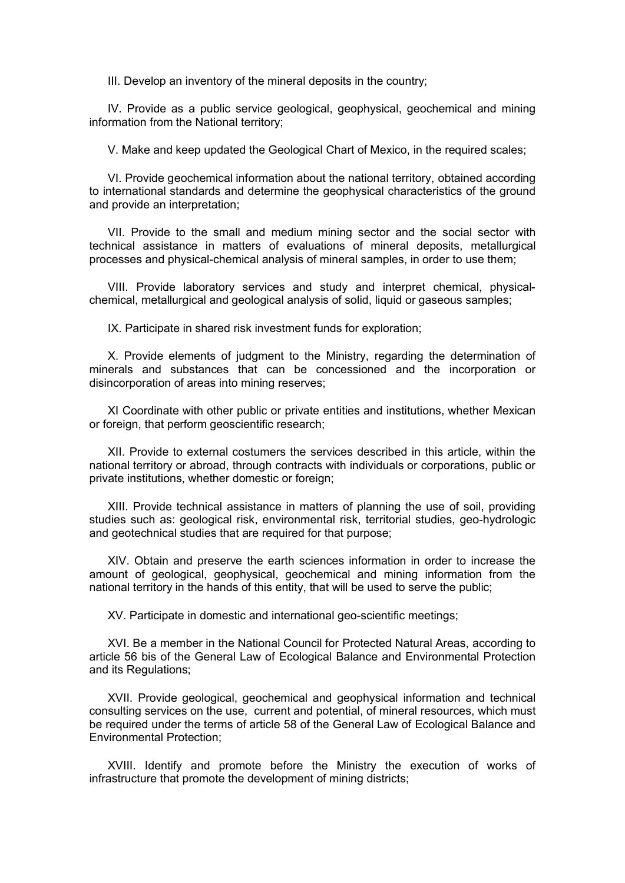III. Develop an inventory of the mineral deposits in the country;

IV. Provide as a public service geological, geophysical, geochemical and mining information from the National territory;

V. Make and keep updated the Geological Chart of Mexico, in the required scales;

VI. Provide geochemical information about the national territory, obtained according to international standards and determine the geophysical characteristics of the ground and provide an interpretation;

VII. Provide to the small and medium mining sector and the social sector with technical assistance in matters of evaluations of mineral deposits, metallurgical processes and physical-chemical analysis of mineral samples, in order to use them;

VIII. Provide laboratory services and study and interpret chemical, physical-chemical, metallurgical and geological analysis of solid, liquid or gaseous samples;

IX. Participate in shared risk investment funds for exploration;

X. Provide elements of judgment to the Ministry, regarding the determination of minerals and substances that can be concessioned and the incorporation or disincorporation of areas into mining reserves;

XI Coordinate with other public or private entities and institutions, whether Mexican or foreign, that perform geoscientific research;

XII. Provide to external costumers the services described in this article, within the national territory or abroad, through contracts with individuals or corporations, public or private institutions, whether domestic or foreign;

XIII. Provide technical assistance in matters of planning the use of soil, providing studies such as: geological risk, environmental risk, territorial studies, geo-hydrologic and geotechnical studies that are required for that purpose;

XIV. Obtain and preserve the earth sciences information in order to increase the amount of geological, geophysical, geochemical and mining information from the national territory in the hands of this entity, that will be used to serve the public;

XV. Participate in domestic and international geo-scientific meetings;

XVI. Be a member in the National Council for Protected Natural Areas, according to article 56 bis of the General Law of Ecological Balance and Environmental Protection and its Regulations;

XVII. Provide geological, geochemical and geophysical information and technical consulting services on the use, current and potential, of mineral resources, which must be required under the terms of article 58 of the General Law of Ecological Balance and Environmental Protection;

XVIII. Identify and promote before the Ministry the execution of works of infrastructure that promote the development of mining districts;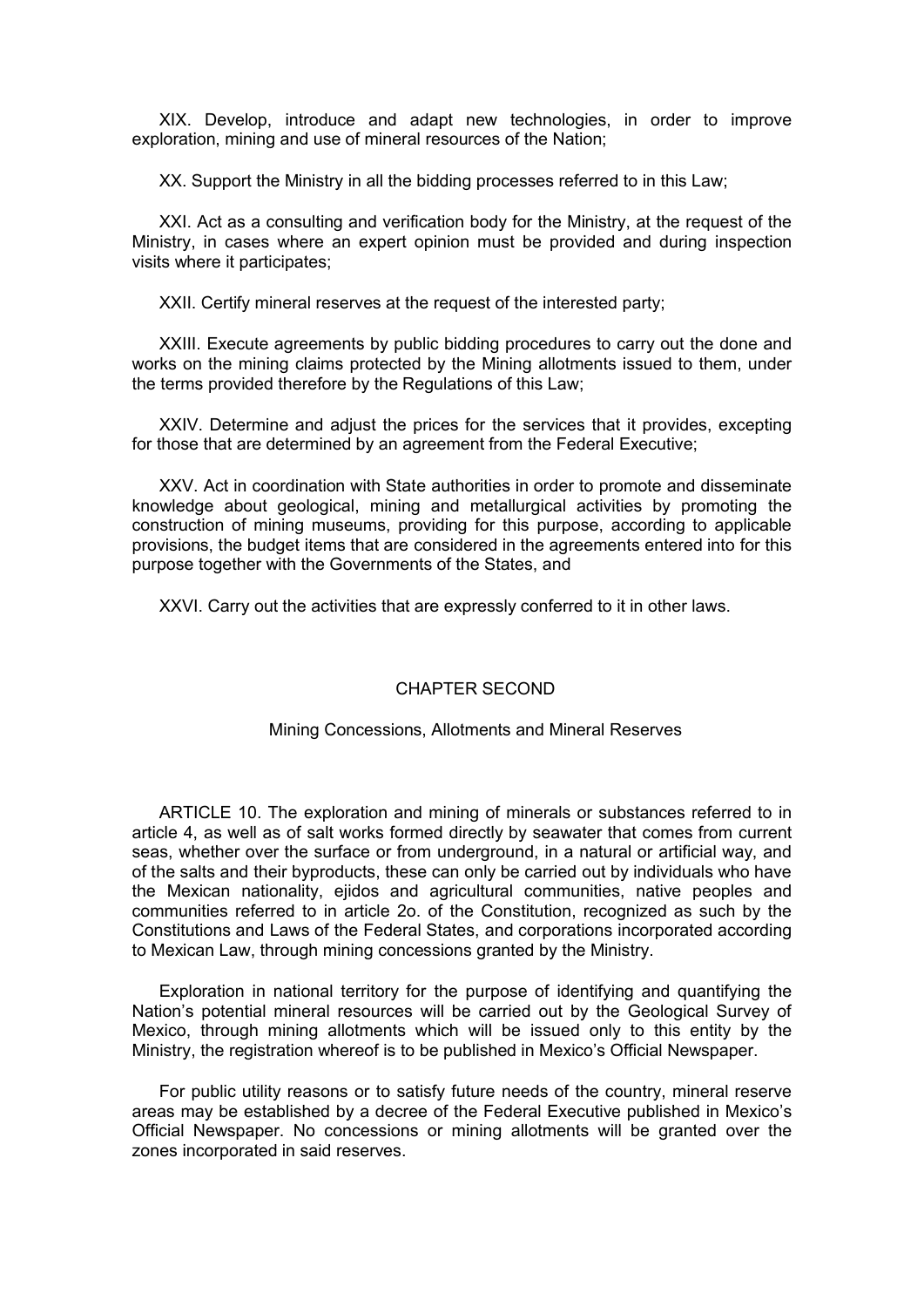XIX. Develop, introduce and adapt new technologies, in order to improve exploration, mining and use of mineral resources of the Nation;

XX. Support the Ministry in all the bidding processes referred to in this Law;

XXI. Act as a consulting and verification body for the Ministry, at the request of the Ministry, in cases where an expert opinion must be provided and during inspection visits where it participates;

XXII. Certify mineral reserves at the request of the interested party;

XXIII. Execute agreements by public bidding procedures to carry out the done and works on the mining claims protected by the Mining allotments issued to them, under the terms provided therefore by the Regulations of this Law;

XXIV. Determine and adjust the prices for the services that it provides, excepting for those that are determined by an agreement from the Federal Executive;

XXV. Act in coordination with State authorities in order to promote and disseminate knowledge about geological, mining and metallurgical activities by promoting the construction of mining museums, providing for this purpose, according to applicable provisions, the budget items that are considered in the agreements entered into for this purpose together with the Governments of the States, and

XXVI. Carry out the activities that are expressly conferred to it in other laws.

## CHAPTER SECOND

### Mining Concessions, Allotments and Mineral Reserves

ARTICLE 10. The exploration and mining of minerals or substances referred to in article 4, as well as of salt works formed directly by seawater that comes from current seas, whether over the surface or from underground, in a natural or artificial way, and of the salts and their byproducts, these can only be carried out by individuals who have the Mexican nationality, ejidos and agricultural communities, native peoples and communities referred to in article 2o. of the Constitution, recognized as such by the Constitutions and Laws of the Federal States, and corporations incorporated according to Mexican Law, through mining concessions granted by the Ministry.

Exploration in national territory for the purpose of identifying and quantifying the Nation's potential mineral resources will be carried out by the Geological Survey of Mexico, through mining allotments which will be issued only to this entity by the Ministry, the registration whereof is to be published in Mexico's Official Newspaper.

For public utility reasons or to satisfy future needs of the country, mineral reserve areas may be established by a decree of the Federal Executive published in Mexico's Official Newspaper. No concessions or mining allotments will be granted over the zones incorporated in said reserves.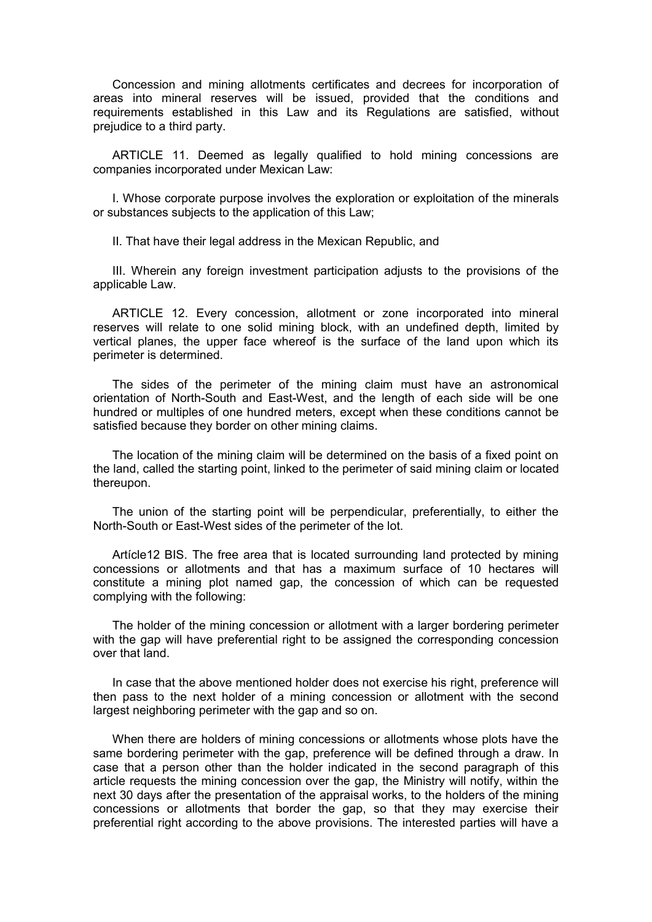Concession and mining allotments certificates and decrees for incorporation of areas into mineral reserves will be issued, provided that the conditions and requirements established in this Law and its Regulations are satisfied, without prejudice to a third party.

ARTICLE 11. Deemed as legally qualified to hold mining concessions are companies incorporated under Mexican Law:

I. Whose corporate purpose involves the exploration or exploitation of the minerals or substances subjects to the application of this Law;

II. That have their legal address in the Mexican Republic, and

III. Wherein any foreign investment participation adjusts to the provisions of the applicable Law.

ARTICLE 12. Every concession, allotment or zone incorporated into mineral reserves will relate to one solid mining block, with an undefined depth, limited by vertical planes, the upper face whereof is the surface of the land upon which its perimeter is determined.

The sides of the perimeter of the mining claim must have an astronomical orientation of North-South and East-West, and the length of each side will be one hundred or multiples of one hundred meters, except when these conditions cannot be satisfied because they border on other mining claims.

The location of the mining claim will be determined on the basis of a fixed point on the land, called the starting point, linked to the perimeter of said mining claim or located thereupon.

The union of the starting point will be perpendicular, preferentially, to either the North-South or East-West sides of the perimeter of the lot.

Artícle12 BIS. The free area that is located surrounding land protected by mining concessions or allotments and that has a maximum surface of 10 hectares will constitute a mining plot named gap, the concession of which can be requested complying with the following:

The holder of the mining concession or allotment with a larger bordering perimeter with the gap will have preferential right to be assigned the corresponding concession over that land.

In case that the above mentioned holder does not exercise his right, preference will then pass to the next holder of a mining concession or allotment with the second largest neighboring perimeter with the gap and so on.

When there are holders of mining concessions or allotments whose plots have the same bordering perimeter with the gap, preference will be defined through a draw. In case that a person other than the holder indicated in the second paragraph of this article requests the mining concession over the gap, the Ministry will notify, within the next 30 days after the presentation of the appraisal works, to the holders of the mining concessions or allotments that border the gap, so that they may exercise their preferential right according to the above provisions. The interested parties will have a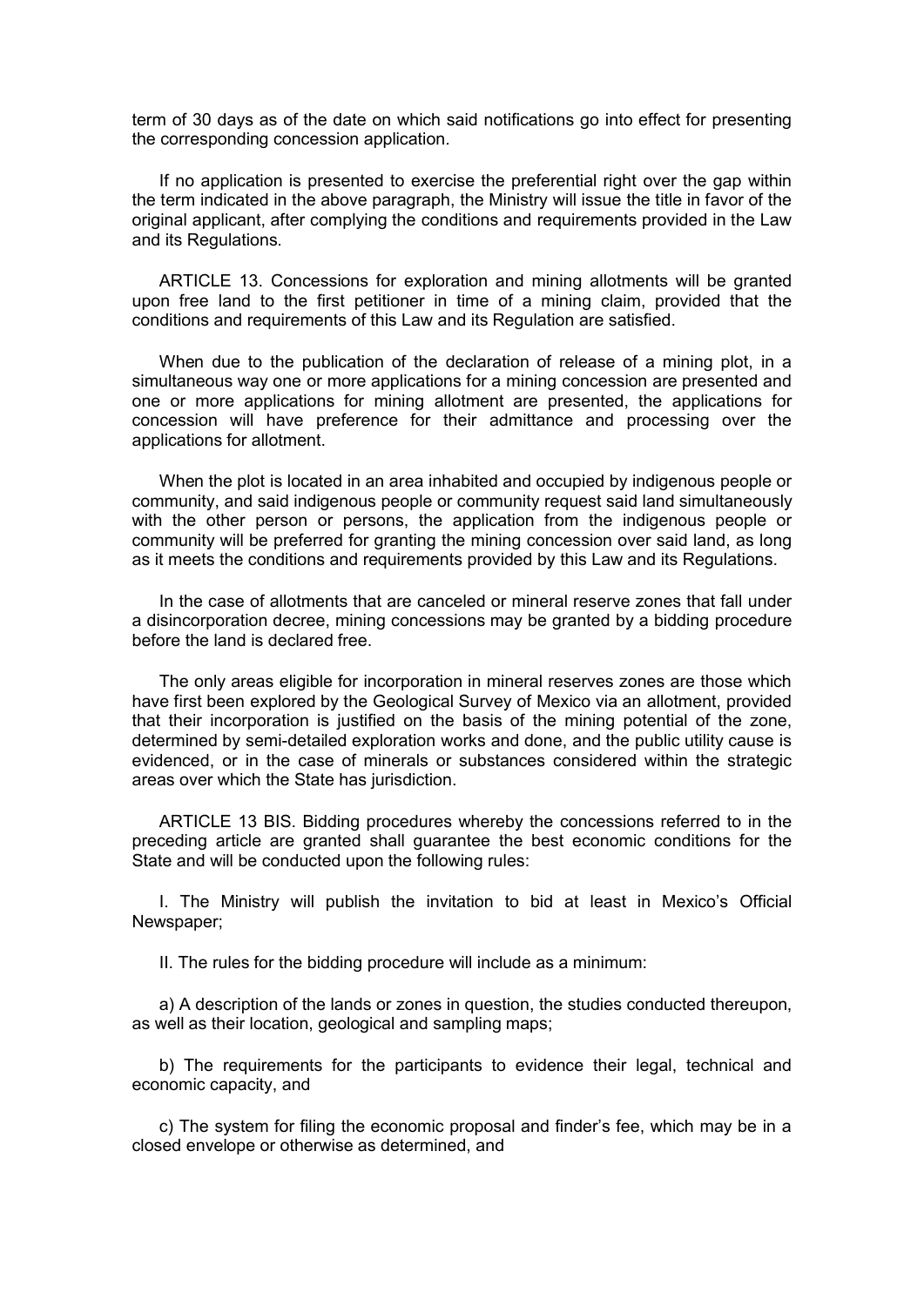term of 30 days as of the date on which said notifications go into effect for presenting the corresponding concession application.

If no application is presented to exercise the preferential right over the gap within the term indicated in the above paragraph, the Ministry will issue the title in favor of the original applicant, after complying the conditions and requirements provided in the Law and its Regulations.

ARTICLE 13. Concessions for exploration and mining allotments will be granted upon free land to the first petitioner in time of a mining claim, provided that the conditions and requirements of this Law and its Regulation are satisfied.

When due to the publication of the declaration of release of a mining plot, in a simultaneous way one or more applications for a mining concession are presented and one or more applications for mining allotment are presented, the applications for concession will have preference for their admittance and processing over the applications for allotment.

When the plot is located in an area inhabited and occupied by indigenous people or community, and said indigenous people or community request said land simultaneously with the other person or persons, the application from the indigenous people or community will be preferred for granting the mining concession over said land, as long as it meets the conditions and requirements provided by this Law and its Regulations.

In the case of allotments that are canceled or mineral reserve zones that fall under a disincorporation decree, mining concessions may be granted by a bidding procedure before the land is declared free.

The only areas eligible for incorporation in mineral reserves zones are those which have first been explored by the Geological Survey of Mexico via an allotment, provided that their incorporation is justified on the basis of the mining potential of the zone, determined by semi-detailed exploration works and done, and the public utility cause is evidenced, or in the case of minerals or substances considered within the strategic areas over which the State has jurisdiction.

ARTICLE 13 BIS. Bidding procedures whereby the concessions referred to in the preceding article are granted shall guarantee the best economic conditions for the State and will be conducted upon the following rules:

I. The Ministry will publish the invitation to bid at least in Mexico's Official Newspaper;

II. The rules for the bidding procedure will include as a minimum:

a) A description of the lands or zones in question, the studies conducted thereupon, as well as their location, geological and sampling maps;

b) The requirements for the participants to evidence their legal, technical and economic capacity, and

c) The system for filing the economic proposal and finder's fee, which may be in a closed envelope or otherwise as determined, and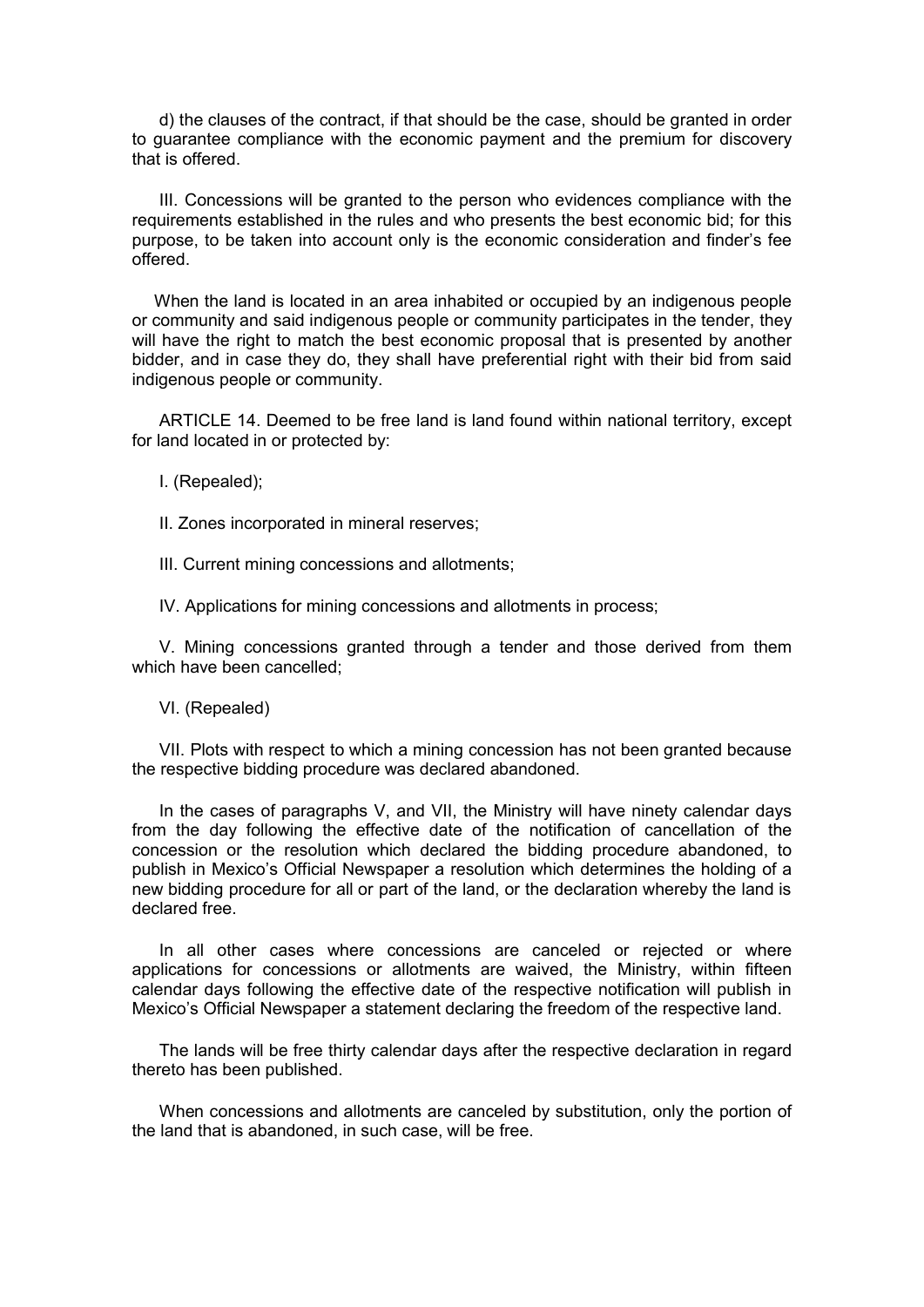d) the clauses of the contract, if that should be the case, should be granted in order to guarantee compliance with the economic payment and the premium for discovery that is offered.

III. Concessions will be granted to the person who evidences compliance with the requirements established in the rules and who presents the best economic bid; for this purpose, to be taken into account only is the economic consideration and finder's fee offered.

When the land is located in an area inhabited or occupied by an indigenous people or community and said indigenous people or community participates in the tender, they will have the right to match the best economic proposal that is presented by another bidder, and in case they do, they shall have preferential right with their bid from said indigenous people or community.

ARTICLE 14. Deemed to be free land is land found within national territory, except for land located in or protected by:

I. (Repealed);

II. Zones incorporated in mineral reserves;

III. Current mining concessions and allotments;

IV. Applications for mining concessions and allotments in process;

V. Mining concessions granted through a tender and those derived from them which have been cancelled;

VI. (Repealed)

VII. Plots with respect to which a mining concession has not been granted because the respective bidding procedure was declared abandoned.

In the cases of paragraphs V, and VII, the Ministry will have ninety calendar days from the day following the effective date of the notification of cancellation of the concession or the resolution which declared the bidding procedure abandoned, to publish in Mexico's Official Newspaper a resolution which determines the holding of a new bidding procedure for all or part of the land, or the declaration whereby the land is declared free.

In all other cases where concessions are canceled or rejected or where applications for concessions or allotments are waived, the Ministry, within fifteen calendar days following the effective date of the respective notification will publish in Mexico's Official Newspaper a statement declaring the freedom of the respective land.

The lands will be free thirty calendar days after the respective declaration in regard thereto has been published.

When concessions and allotments are canceled by substitution, only the portion of the land that is abandoned, in such case, will be free.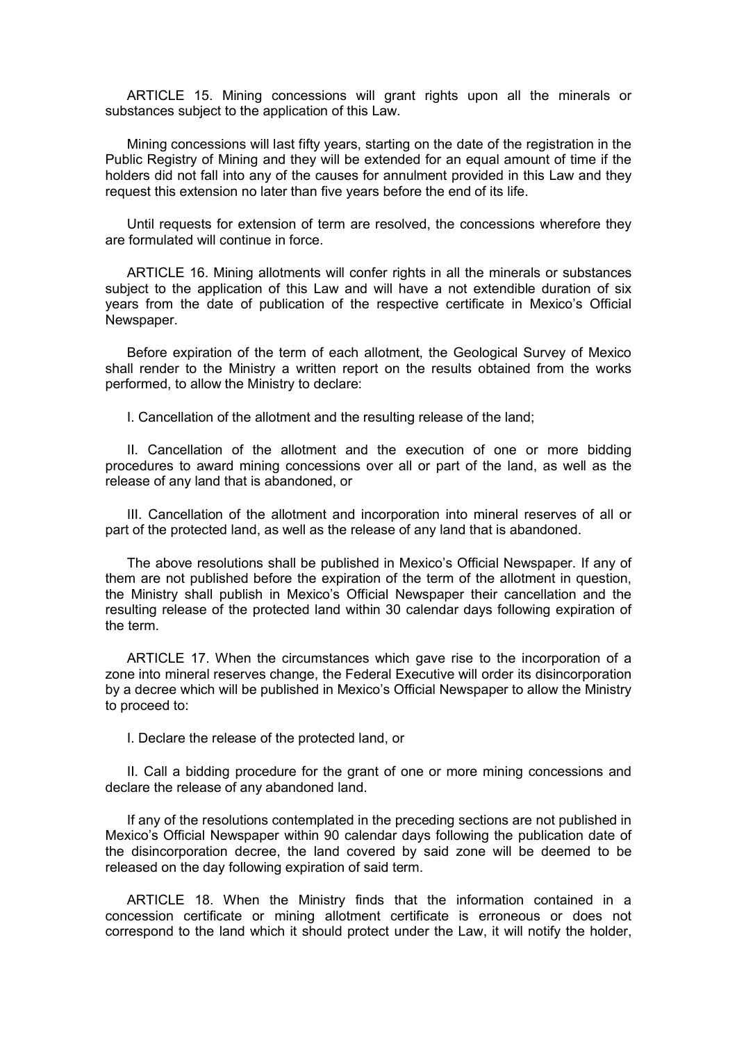ARTICLE 15. Mining concessions will grant rights upon all the minerals or substances subject to the application of this Law.

Mining concessions will last fifty years, starting on the date of the registration in the Public Registry of Mining and they will be extended for an equal amount of time if the holders did not fall into any of the causes for annulment provided in this Law and they request this extension no later than five years before the end of its life.

Until requests for extension of term are resolved, the concessions wherefore they are formulated will continue in force.

ARTICLE 16. Mining allotments will confer rights in all the minerals or substances subject to the application of this Law and will have a not extendible duration of six years from the date of publication of the respective certificate in Mexico's Official Newspaper.

Before expiration of the term of each allotment, the Geological Survey of Mexico shall render to the Ministry a written report on the results obtained from the works performed, to allow the Ministry to declare:

I. Cancellation of the allotment and the resulting release of the land;

II. Cancellation of the allotment and the execution of one or more bidding procedures to award mining concessions over all or part of the land, as well as the release of any land that is abandoned, or

III. Cancellation of the allotment and incorporation into mineral reserves of all or part of the protected land, as well as the release of any land that is abandoned.

The above resolutions shall be published in Mexico's Official Newspaper. If any of them are not published before the expiration of the term of the allotment in question, the Ministry shall publish in Mexico's Official Newspaper their cancellation and the resulting release of the protected land within 30 calendar days following expiration of the term.

ARTICLE 17. When the circumstances which gave rise to the incorporation of a zone into mineral reserves change, the Federal Executive will order its disincorporation by a decree which will be published in Mexico's Official Newspaper to allow the Ministry to proceed to:

I. Declare the release of the protected land, or

II. Call a bidding procedure for the grant of one or more mining concessions and declare the release of any abandoned land.

If any of the resolutions contemplated in the preceding sections are not published in Mexico's Official Newspaper within 90 calendar days following the publication date of the disincorporation decree, the land covered by said zone will be deemed to be released on the day following expiration of said term.

ARTICLE 18. When the Ministry finds that the information contained in a concession certificate or mining allotment certificate is erroneous or does not correspond to the land which it should protect under the Law, it will notify the holder,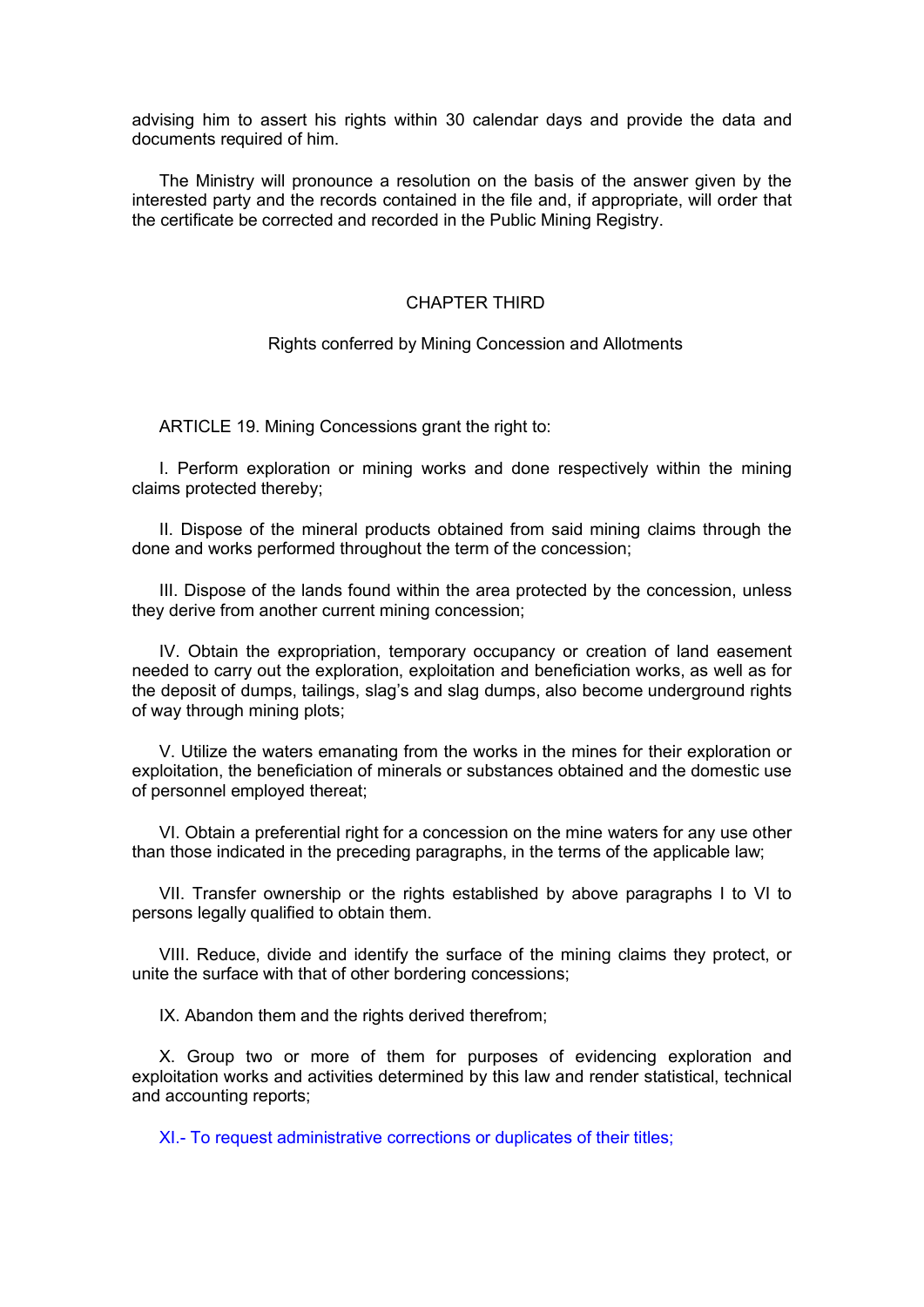advising him to assert his rights within 30 calendar days and provide the data and documents required of him.

The Ministry will pronounce a resolution on the basis of the answer given by the interested party and the records contained in the file and, if appropriate, will order that the certificate be corrected and recorded in the Public Mining Registry.

## CHAPTER THIRD

### Rights conferred by Mining Concession and Allotments

ARTICLE 19. Mining Concessions grant the right to:

I. Perform exploration or mining works and done respectively within the mining claims protected thereby;

II. Dispose of the mineral products obtained from said mining claims through the done and works performed throughout the term of the concession;

III. Dispose of the lands found within the area protected by the concession, unless they derive from another current mining concession;

IV. Obtain the expropriation, temporary occupancy or creation of land easement needed to carry out the exploration, exploitation and beneficiation works, as well as for the deposit of dumps, tailings, slag's and slag dumps, also become underground rights of way through mining plots;

V. Utilize the waters emanating from the works in the mines for their exploration or exploitation, the beneficiation of minerals or substances obtained and the domestic use of personnel employed thereat;

VI. Obtain a preferential right for a concession on the mine waters for any use other than those indicated in the preceding paragraphs, in the terms of the applicable law;

VII. Transfer ownership or the rights established by above paragraphs I to VI to persons legally qualified to obtain them.

VIII. Reduce, divide and identify the surface of the mining claims they protect, or unite the surface with that of other bordering concessions;

IX. Abandon them and the rights derived therefrom;

X. Group two or more of them for purposes of evidencing exploration and exploitation works and activities determined by this law and render statistical, technical and accounting reports;

XI.- To request administrative corrections or duplicates of their titles;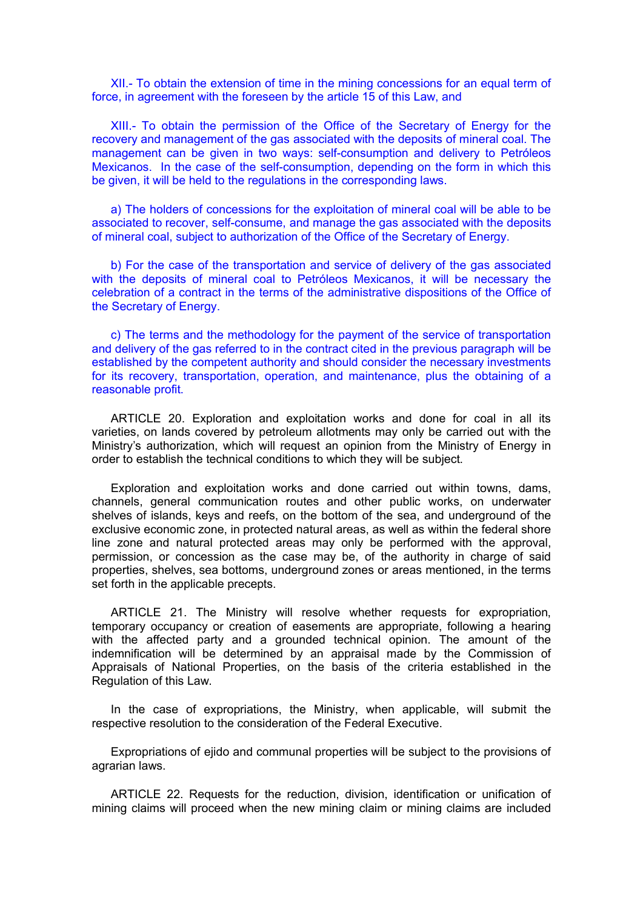XII.- To obtain the extension of time in the mining concessions for an equal term of force, in agreement with the foreseen by the article 15 of this Law, and

XIII.- To obtain the permission of the Office of the Secretary of Energy for the recovery and management of the gas associated with the deposits of mineral coal. The management can be given in two ways: self-consumption and delivery to Petróleos Mexicanos. In the case of the self-consumption, depending on the form in which this be given, it will be held to the regulations in the corresponding laws.

a) The holders of concessions for the exploitation of mineral coal will be able to be associated to recover, self-consume, and manage the gas associated with the deposits of mineral coal, subject to authorization of the Office of the Secretary of Energy.

b) For the case of the transportation and service of delivery of the gas associated with the deposits of mineral coal to Petróleos Mexicanos, it will be necessary the celebration of a contract in the terms of the administrative dispositions of the Office of the Secretary of Energy.

c) The terms and the methodology for the payment of the service of transportation and delivery of the gas referred to in the contract cited in the previous paragraph will be established by the competent authority and should consider the necessary investments for its recovery, transportation, operation, and maintenance, plus the obtaining of a reasonable profit.

ARTICLE 20. Exploration and exploitation works and done for coal in all its varieties, on lands covered by petroleum allotments may only be carried out with the Ministry's authorization, which will request an opinion from the Ministry of Energy in order to establish the technical conditions to which they will be subject.

Exploration and exploitation works and done carried out within towns, dams, channels, general communication routes and other public works, on underwater shelves of islands, keys and reefs, on the bottom of the sea, and underground of the exclusive economic zone, in protected natural areas, as well as within the federal shore line zone and natural protected areas may only be performed with the approval, permission, or concession as the case may be, of the authority in charge of said properties, shelves, sea bottoms, underground zones or areas mentioned, in the terms set forth in the applicable precepts.

ARTICLE 21. The Ministry will resolve whether requests for expropriation, temporary occupancy or creation of easements are appropriate, following a hearing with the affected party and a grounded technical opinion. The amount of the indemnification will be determined by an appraisal made by the Commission of Appraisals of National Properties, on the basis of the criteria established in the Regulation of this Law.

In the case of expropriations, the Ministry, when applicable, will submit the respective resolution to the consideration of the Federal Executive.

Expropriations of ejido and communal properties will be subject to the provisions of agrarian laws.

ARTICLE 22. Requests for the reduction, division, identification or unification of mining claims will proceed when the new mining claim or mining claims are included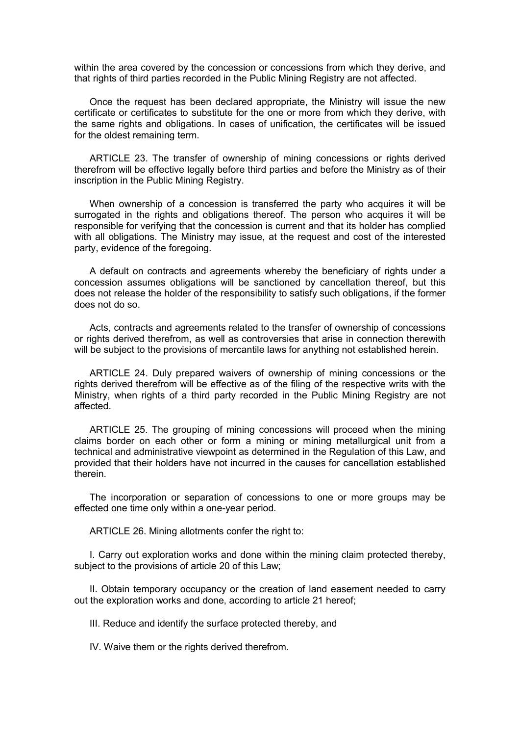within the area covered by the concession or concessions from which they derive, and that rights of third parties recorded in the Public Mining Registry are not affected.

Once the request has been declared appropriate, the Ministry will issue the new certificate or certificates to substitute for the one or more from which they derive, with the same rights and obligations. In cases of unification, the certificates will be issued for the oldest remaining term.

ARTICLE 23. The transfer of ownership of mining concessions or rights derived therefrom will be effective legally before third parties and before the Ministry as of their inscription in the Public Mining Registry.

When ownership of a concession is transferred the party who acquires it will be surrogated in the rights and obligations thereof. The person who acquires it will be responsible for verifying that the concession is current and that its holder has complied with all obligations. The Ministry may issue, at the request and cost of the interested party, evidence of the foregoing.

A default on contracts and agreements whereby the beneficiary of rights under a concession assumes obligations will be sanctioned by cancellation thereof, but this does not release the holder of the responsibility to satisfy such obligations, if the former does not do so.

Acts, contracts and agreements related to the transfer of ownership of concessions or rights derived therefrom, as well as controversies that arise in connection therewith will be subject to the provisions of mercantile laws for anything not established herein.

ARTICLE 24. Duly prepared waivers of ownership of mining concessions or the rights derived therefrom will be effective as of the filing of the respective writs with the Ministry, when rights of a third party recorded in the Public Mining Registry are not affected.

ARTICLE 25. The grouping of mining concessions will proceed when the mining claims border on each other or form a mining or mining metallurgical unit from a technical and administrative viewpoint as determined in the Regulation of this Law, and provided that their holders have not incurred in the causes for cancellation established therein.

The incorporation or separation of concessions to one or more groups may be effected one time only within a one-year period.

ARTICLE 26. Mining allotments confer the right to:

I. Carry out exploration works and done within the mining claim protected thereby, subject to the provisions of article 20 of this Law;

II. Obtain temporary occupancy or the creation of land easement needed to carry out the exploration works and done, according to article 21 hereof;

III. Reduce and identify the surface protected thereby, and

IV. Waive them or the rights derived therefrom.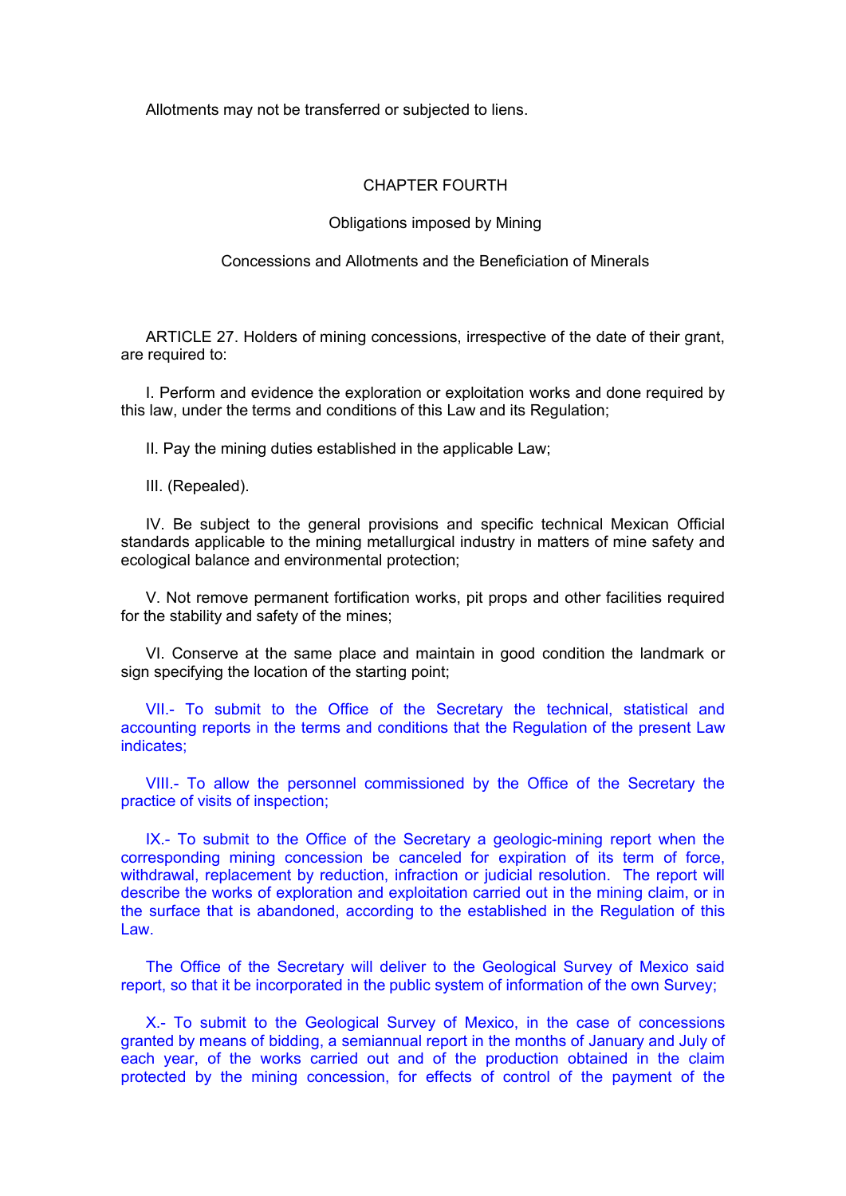Allotments may not be transferred or subjected to liens.

## CHAPTER FOURTH

### Obligations imposed by Mining

### Concessions and Allotments and the Beneficiation of Minerals

ARTICLE 27. Holders of mining concessions, irrespective of the date of their grant, are required to:

I. Perform and evidence the exploration or exploitation works and done required by this law, under the terms and conditions of this Law and its Regulation;

II. Pay the mining duties established in the applicable Law;

III. (Repealed).

IV. Be subject to the general provisions and specific technical Mexican Official standards applicable to the mining metallurgical industry in matters of mine safety and ecological balance and environmental protection;

V. Not remove permanent fortification works, pit props and other facilities required for the stability and safety of the mines;

VI. Conserve at the same place and maintain in good condition the landmark or sign specifying the location of the starting point;

VII.- To submit to the Office of the Secretary the technical, statistical and accounting reports in the terms and conditions that the Regulation of the present Law indicates;

VIII.- To allow the personnel commissioned by the Office of the Secretary the practice of visits of inspection;

IX.- To submit to the Office of the Secretary a geologic-mining report when the corresponding mining concession be canceled for expiration of its term of force, withdrawal, replacement by reduction, infraction or judicial resolution. The report will describe the works of exploration and exploitation carried out in the mining claim, or in the surface that is abandoned, according to the established in the Regulation of this Law.

The Office of the Secretary will deliver to the Geological Survey of Mexico said report, so that it be incorporated in the public system of information of the own Survey;

X.- To submit to the Geological Survey of Mexico, in the case of concessions granted by means of bidding, a semiannual report in the months of January and July of each year, of the works carried out and of the production obtained in the claim protected by the mining concession, for effects of control of the payment of the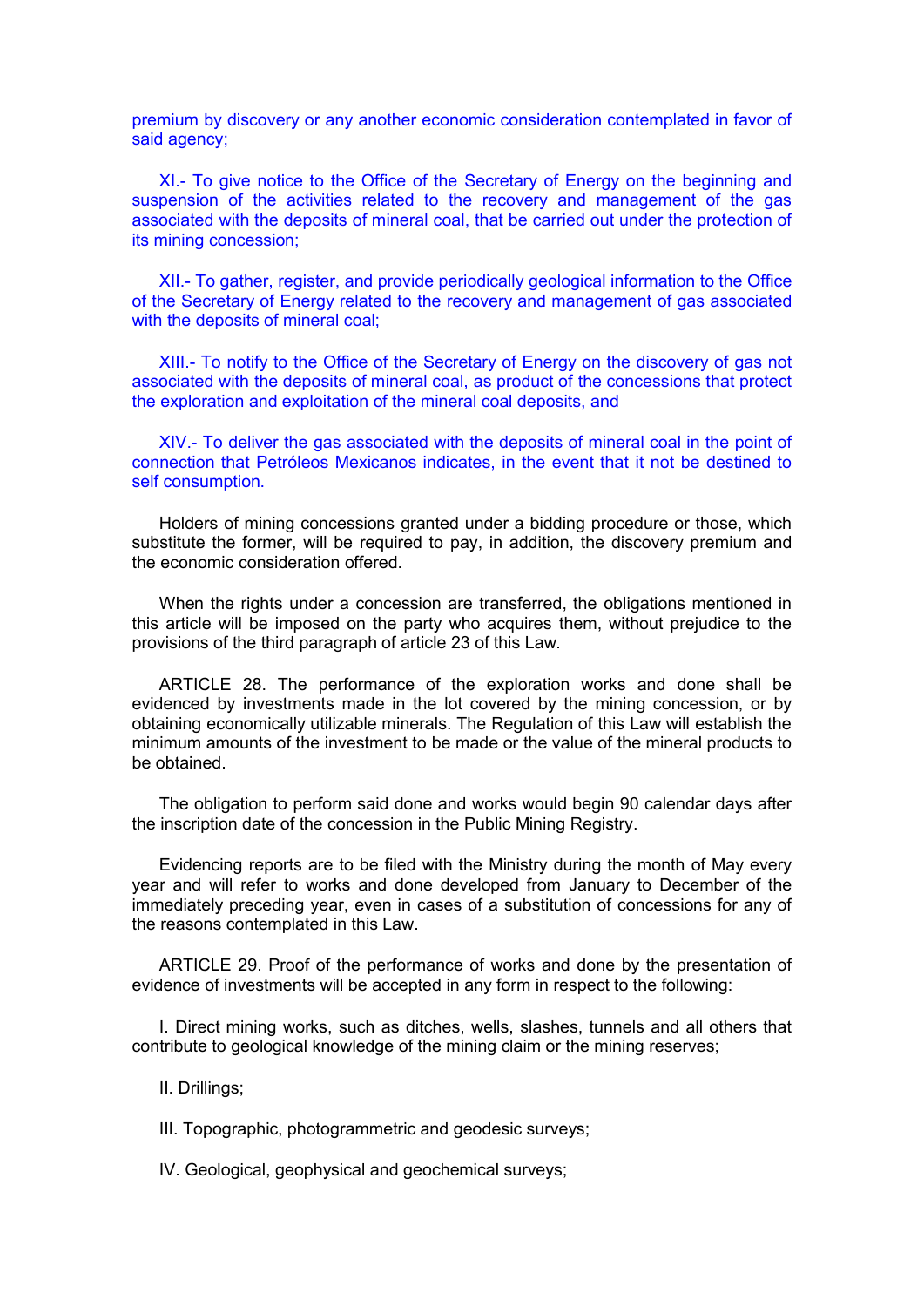premium by discovery or any another economic consideration contemplated in favor of said agency;

XI.- To give notice to the Office of the Secretary of Energy on the beginning and suspension of the activities related to the recovery and management of the gas associated with the deposits of mineral coal, that be carried out under the protection of its mining concession;

XII.- To gather, register, and provide periodically geological information to the Office of the Secretary of Energy related to the recovery and management of gas associated with the deposits of mineral coal;

XIII.- To notify to the Office of the Secretary of Energy on the discovery of gas not associated with the deposits of mineral coal, as product of the concessions that protect the exploration and exploitation of the mineral coal deposits, and

XIV.- To deliver the gas associated with the deposits of mineral coal in the point of connection that Petróleos Mexicanos indicates, in the event that it not be destined to self consumption.

Holders of mining concessions granted under a bidding procedure or those, which substitute the former, will be required to pay, in addition, the discovery premium and the economic consideration offered.

When the rights under a concession are transferred, the obligations mentioned in this article will be imposed on the party who acquires them, without prejudice to the provisions of the third paragraph of article 23 of this Law.

ARTICLE 28. The performance of the exploration works and done shall be evidenced by investments made in the lot covered by the mining concession, or by obtaining economically utilizable minerals. The Regulation of this Law will establish the minimum amounts of the investment to be made or the value of the mineral products to be obtained.

The obligation to perform said done and works would begin 90 calendar days after the inscription date of the concession in the Public Mining Registry.

Evidencing reports are to be filed with the Ministry during the month of May every year and will refer to works and done developed from January to December of the immediately preceding year, even in cases of a substitution of concessions for any of the reasons contemplated in this Law.

ARTICLE 29. Proof of the performance of works and done by the presentation of evidence of investments will be accepted in any form in respect to the following:

I. Direct mining works, such as ditches, wells, slashes, tunnels and all others that contribute to geological knowledge of the mining claim or the mining reserves;

II. Drillings;

III. Topographic, photogrammetric and geodesic surveys;

IV. Geological, geophysical and geochemical surveys;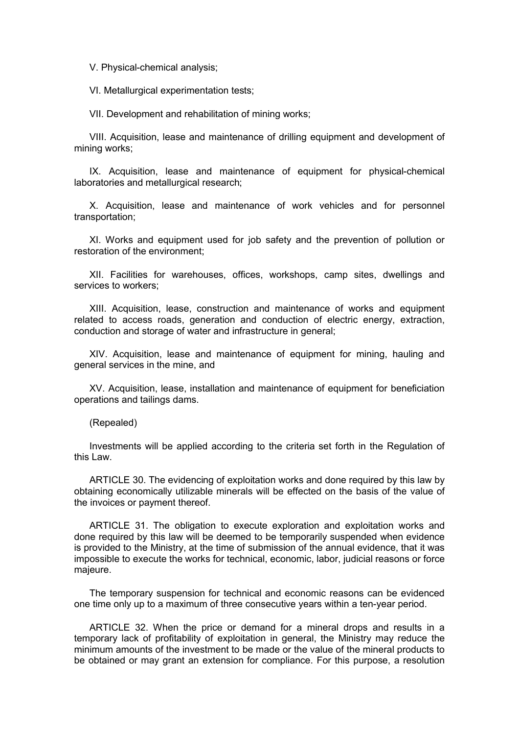V. Physical-chemical analysis;

VI. Metallurgical experimentation tests;

VII. Development and rehabilitation of mining works;

VIII. Acquisition, lease and maintenance of drilling equipment and development of mining works;

IX. Acquisition, lease and maintenance of equipment for physical-chemical laboratories and metallurgical research;

X. Acquisition, lease and maintenance of work vehicles and for personnel transportation;

XI. Works and equipment used for job safety and the prevention of pollution or restoration of the environment;

XII. Facilities for warehouses, offices, workshops, camp sites, dwellings and services to workers;

XIII. Acquisition, lease, construction and maintenance of works and equipment related to access roads, generation and conduction of electric energy, extraction, conduction and storage of water and infrastructure in general;

XIV. Acquisition, lease and maintenance of equipment for mining, hauling and general services in the mine, and

XV. Acquisition, lease, installation and maintenance of equipment for beneficiation operations and tailings dams.

(Repealed)

Investments will be applied according to the criteria set forth in the Regulation of this Law.

ARTICLE 30. The evidencing of exploitation works and done required by this law by obtaining economically utilizable minerals will be effected on the basis of the value of the invoices or payment thereof.

ARTICLE 31. The obligation to execute exploration and exploitation works and done required by this law will be deemed to be temporarily suspended when evidence is provided to the Ministry, at the time of submission of the annual evidence, that it was impossible to execute the works for technical, economic, labor, judicial reasons or force majeure.

The temporary suspension for technical and economic reasons can be evidenced one time only up to a maximum of three consecutive years within a ten-year period.

ARTICLE 32. When the price or demand for a mineral drops and results in a temporary lack of profitability of exploitation in general, the Ministry may reduce the minimum amounts of the investment to be made or the value of the mineral products to be obtained or may grant an extension for compliance. For this purpose, a resolution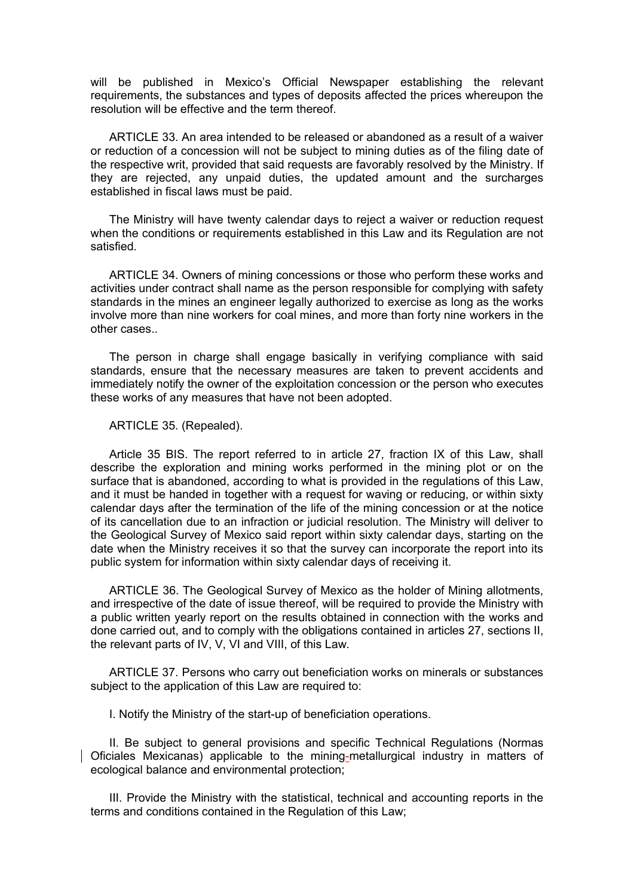will be published in Mexico's Official Newspaper establishing the relevant requirements, the substances and types of deposits affected the prices whereupon the resolution will be effective and the term thereof.

ARTICLE 33. An area intended to be released or abandoned as a result of a waiver or reduction of a concession will not be subject to mining duties as of the filing date of the respective writ, provided that said requests are favorably resolved by the Ministry. If they are rejected, any unpaid duties, the updated amount and the surcharges established in fiscal laws must be paid.

The Ministry will have twenty calendar days to reject a waiver or reduction request when the conditions or requirements established in this Law and its Regulation are not satisfied.

ARTICLE 34. Owners of mining concessions or those who perform these works and activities under contract shall name as the person responsible for complying with safety standards in the mines an engineer legally authorized to exercise as long as the works involve more than nine workers for coal mines, and more than forty nine workers in the other cases..

The person in charge shall engage basically in verifying compliance with said standards, ensure that the necessary measures are taken to prevent accidents and immediately notify the owner of the exploitation concession or the person who executes these works of any measures that have not been adopted.

ARTICLE 35. (Repealed).

Article 35 BIS. The report referred to in article 27, fraction IX of this Law, shall describe the exploration and mining works performed in the mining plot or on the surface that is abandoned, according to what is provided in the regulations of this Law, and it must be handed in together with a request for waving or reducing, or within sixty calendar days after the termination of the life of the mining concession or at the notice of its cancellation due to an infraction or judicial resolution. The Ministry will deliver to the Geological Survey of Mexico said report within sixty calendar days, starting on the date when the Ministry receives it so that the survey can incorporate the report into its public system for information within sixty calendar days of receiving it.

ARTICLE 36. The Geological Survey of Mexico as the holder of Mining allotments, and irrespective of the date of issue thereof, will be required to provide the Ministry with a public written yearly report on the results obtained in connection with the works and done carried out, and to comply with the obligations contained in articles 27, sections II, the relevant parts of IV, V, VI and VIII, of this Law.

ARTICLE 37. Persons who carry out beneficiation works on minerals or substances subject to the application of this Law are required to:

I. Notify the Ministry of the start-up of beneficiation operations.

II. Be subject to general provisions and specific Technical Regulations (Normas Oficiales Mexicanas) applicable to the mining-metallurgical industry in matters of ecological balance and environmental protection;

III. Provide the Ministry with the statistical, technical and accounting reports in the terms and conditions contained in the Regulation of this Law;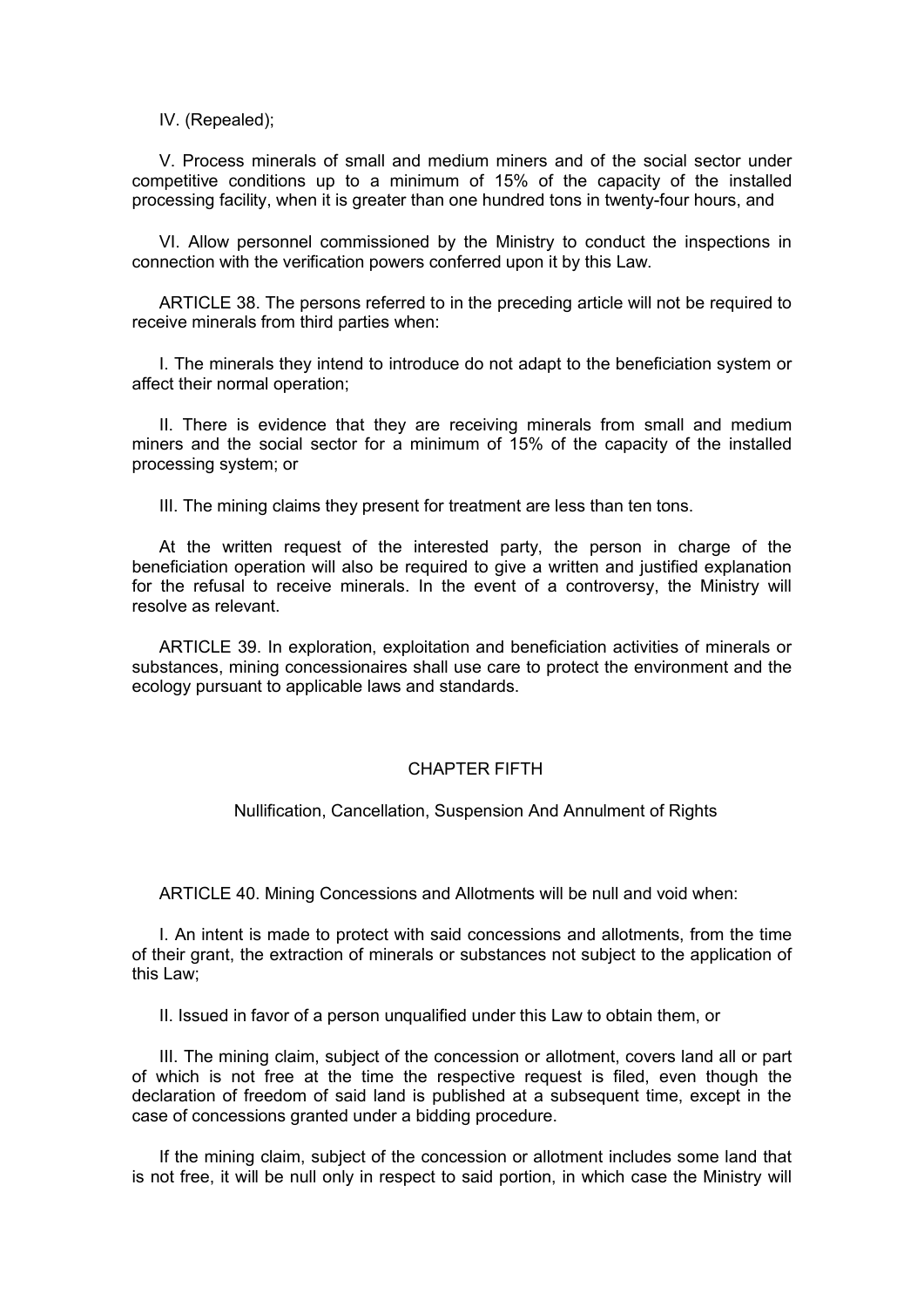IV. (Repealed);

V. Process minerals of small and medium miners and of the social sector under competitive conditions up to a minimum of 15% of the capacity of the installed processing facility, when it is greater than one hundred tons in twenty-four hours, and

VI. Allow personnel commissioned by the Ministry to conduct the inspections in connection with the verification powers conferred upon it by this Law.

ARTICLE 38. The persons referred to in the preceding article will not be required to receive minerals from third parties when:

I. The minerals they intend to introduce do not adapt to the beneficiation system or affect their normal operation;

II. There is evidence that they are receiving minerals from small and medium miners and the social sector for a minimum of 15% of the capacity of the installed processing system; or

III. The mining claims they present for treatment are less than ten tons.

At the written request of the interested party, the person in charge of the beneficiation operation will also be required to give a written and justified explanation for the refusal to receive minerals. In the event of a controversy, the Ministry will resolve as relevant.

ARTICLE 39. In exploration, exploitation and beneficiation activities of minerals or substances, mining concessionaires shall use care to protect the environment and the ecology pursuant to applicable laws and standards.

## CHAPTER FIFTH

### Nullification, Cancellation, Suspension And Annulment of Rights

ARTICLE 40. Mining Concessions and Allotments will be null and void when:

I. An intent is made to protect with said concessions and allotments, from the time of their grant, the extraction of minerals or substances not subject to the application of this Law;

II. Issued in favor of a person unqualified under this Law to obtain them, or

III. The mining claim, subject of the concession or allotment, covers land all or part of which is not free at the time the respective request is filed, even though the declaration of freedom of said land is published at a subsequent time, except in the case of concessions granted under a bidding procedure.

If the mining claim, subject of the concession or allotment includes some land that is not free, it will be null only in respect to said portion, in which case the Ministry will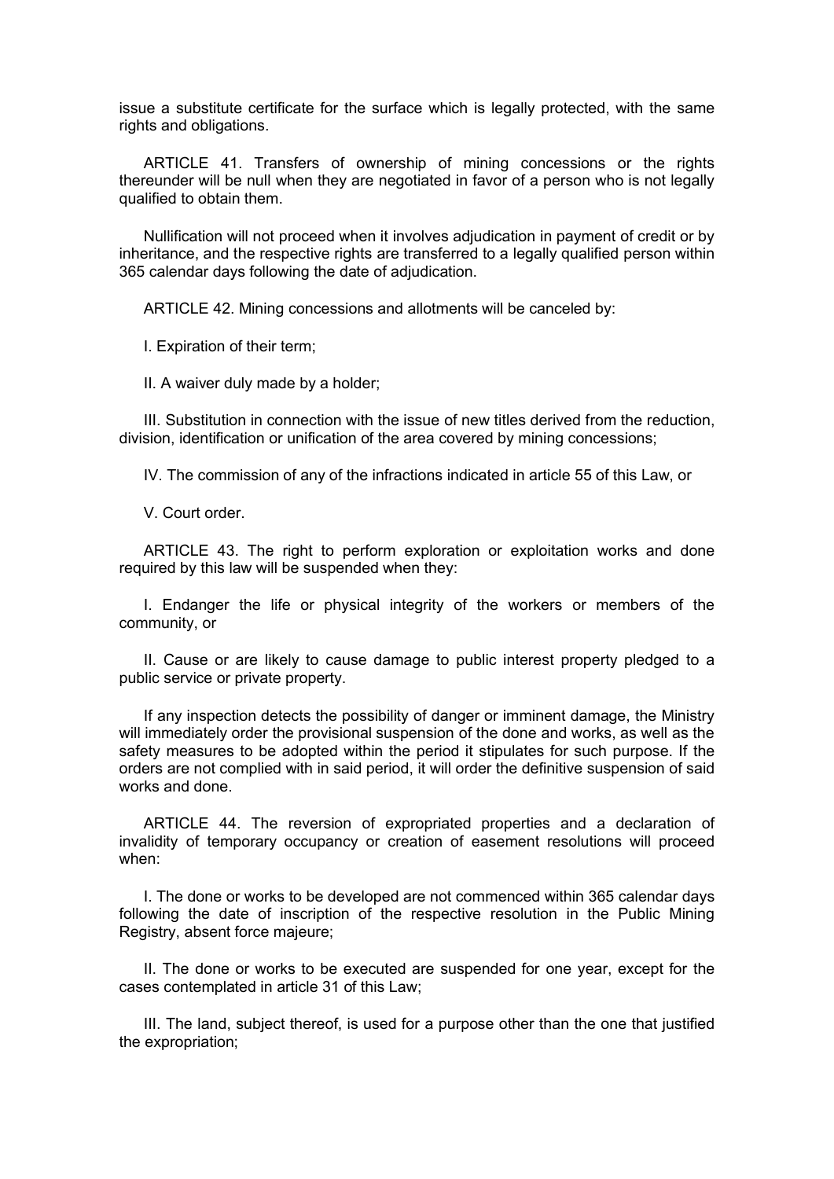issue a substitute certificate for the surface which is legally protected, with the same rights and obligations.

ARTICLE 41. Transfers of ownership of mining concessions or the rights thereunder will be null when they are negotiated in favor of a person who is not legally qualified to obtain them.

Nullification will not proceed when it involves adjudication in payment of credit or by inheritance, and the respective rights are transferred to a legally qualified person within 365 calendar days following the date of adjudication.

ARTICLE 42. Mining concessions and allotments will be canceled by:

I. Expiration of their term;

II. A waiver duly made by a holder;

III. Substitution in connection with the issue of new titles derived from the reduction, division, identification or unification of the area covered by mining concessions;

IV. The commission of any of the infractions indicated in article 55 of this Law, or

V. Court order.

ARTICLE 43. The right to perform exploration or exploitation works and done required by this law will be suspended when they:

I. Endanger the life or physical integrity of the workers or members of the community, or

II. Cause or are likely to cause damage to public interest property pledged to a public service or private property.

If any inspection detects the possibility of danger or imminent damage, the Ministry will immediately order the provisional suspension of the done and works, as well as the safety measures to be adopted within the period it stipulates for such purpose. If the orders are not complied with in said period, it will order the definitive suspension of said works and done.

ARTICLE 44. The reversion of expropriated properties and a declaration of invalidity of temporary occupancy or creation of easement resolutions will proceed when:

I. The done or works to be developed are not commenced within 365 calendar days following the date of inscription of the respective resolution in the Public Mining Registry, absent force majeure;

II. The done or works to be executed are suspended for one year, except for the cases contemplated in article 31 of this Law;

III. The land, subject thereof, is used for a purpose other than the one that justified the expropriation;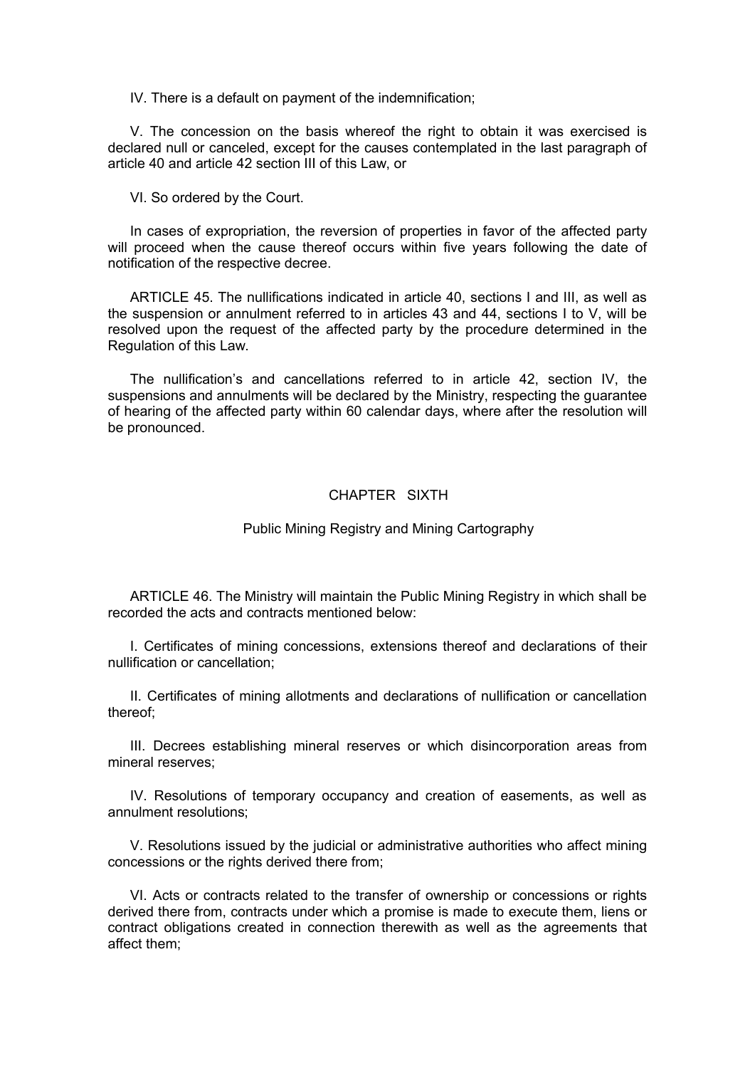IV. There is a default on payment of the indemnification;

V. The concession on the basis whereof the right to obtain it was exercised is declared null or canceled, except for the causes contemplated in the last paragraph of article 40 and article 42 section III of this Law, or

VI. So ordered by the Court.

In cases of expropriation, the reversion of properties in favor of the affected party will proceed when the cause thereof occurs within five years following the date of notification of the respective decree.

ARTICLE 45. The nullifications indicated in article 40, sections I and III, as well as the suspension or annulment referred to in articles 43 and 44, sections I to V, will be resolved upon the request of the affected party by the procedure determined in the Regulation of this Law.

The nullification's and cancellations referred to in article 42, section IV, the suspensions and annulments will be declared by the Ministry, respecting the guarantee of hearing of the affected party within 60 calendar days, where after the resolution will be pronounced.

## CHAPTER SIXTH

### Public Mining Registry and Mining Cartography

ARTICLE 46. The Ministry will maintain the Public Mining Registry in which shall be recorded the acts and contracts mentioned below:

I. Certificates of mining concessions, extensions thereof and declarations of their nullification or cancellation;

II. Certificates of mining allotments and declarations of nullification or cancellation thereof;

III. Decrees establishing mineral reserves or which disincorporation areas from mineral reserves;

IV. Resolutions of temporary occupancy and creation of easements, as well as annulment resolutions;

V. Resolutions issued by the judicial or administrative authorities who affect mining concessions or the rights derived there from;

VI. Acts or contracts related to the transfer of ownership or concessions or rights derived there from, contracts under which a promise is made to execute them, liens or contract obligations created in connection therewith as well as the agreements that affect them;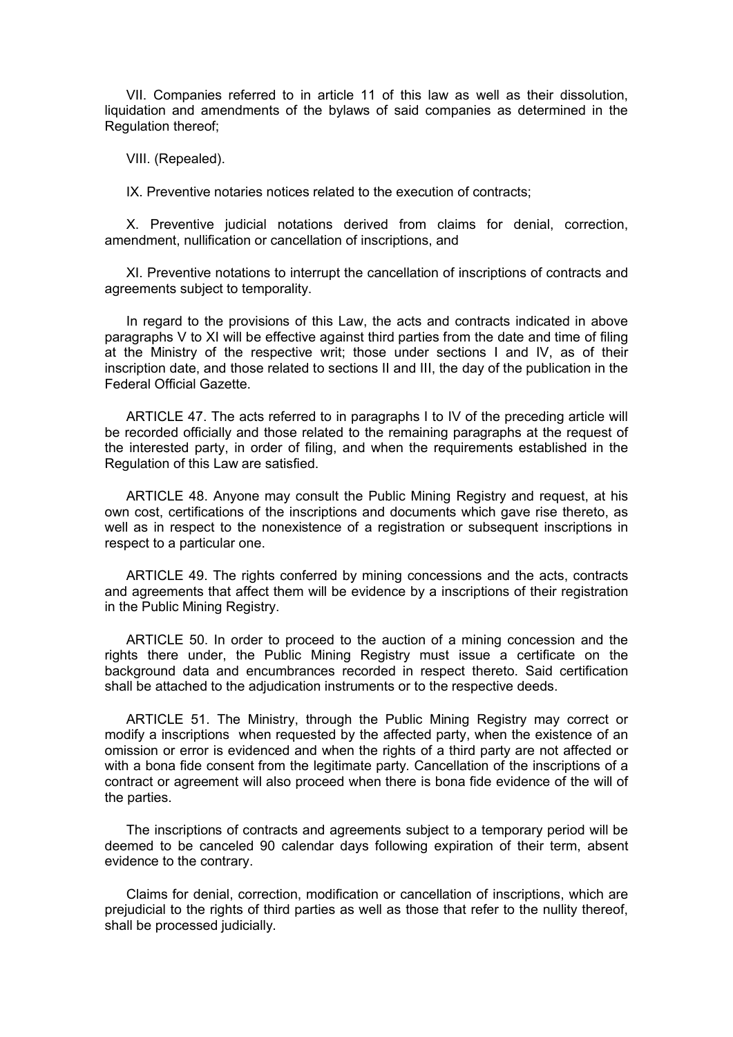VII. Companies referred to in article 11 of this law as well as their dissolution, liquidation and amendments of the bylaws of said companies as determined in the Regulation thereof;

VIII. (Repealed).

IX. Preventive notaries notices related to the execution of contracts;

X. Preventive judicial notations derived from claims for denial, correction, amendment, nullification or cancellation of inscriptions, and

XI. Preventive notations to interrupt the cancellation of inscriptions of contracts and agreements subject to temporality.

In regard to the provisions of this Law, the acts and contracts indicated in above paragraphs V to XI will be effective against third parties from the date and time of filing at the Ministry of the respective writ; those under sections I and IV, as of their inscription date, and those related to sections II and III, the day of the publication in the Federal Official Gazette.

ARTICLE 47. The acts referred to in paragraphs I to IV of the preceding article will be recorded officially and those related to the remaining paragraphs at the request of the interested party, in order of filing, and when the requirements established in the Regulation of this Law are satisfied.

ARTICLE 48. Anyone may consult the Public Mining Registry and request, at his own cost, certifications of the inscriptions and documents which gave rise thereto, as well as in respect to the nonexistence of a registration or subsequent inscriptions in respect to a particular one.

ARTICLE 49. The rights conferred by mining concessions and the acts, contracts and agreements that affect them will be evidence by a inscriptions of their registration in the Public Mining Registry.

ARTICLE 50. In order to proceed to the auction of a mining concession and the rights there under, the Public Mining Registry must issue a certificate on the background data and encumbrances recorded in respect thereto. Said certification shall be attached to the adjudication instruments or to the respective deeds.

ARTICLE 51. The Ministry, through the Public Mining Registry may correct or modify a inscriptions when requested by the affected party, when the existence of an omission or error is evidenced and when the rights of a third party are not affected or with a bona fide consent from the legitimate party. Cancellation of the inscriptions of a contract or agreement will also proceed when there is bona fide evidence of the will of the parties.

The inscriptions of contracts and agreements subject to a temporary period will be deemed to be canceled 90 calendar days following expiration of their term, absent evidence to the contrary.

Claims for denial, correction, modification or cancellation of inscriptions, which are prejudicial to the rights of third parties as well as those that refer to the nullity thereof, shall be processed judicially.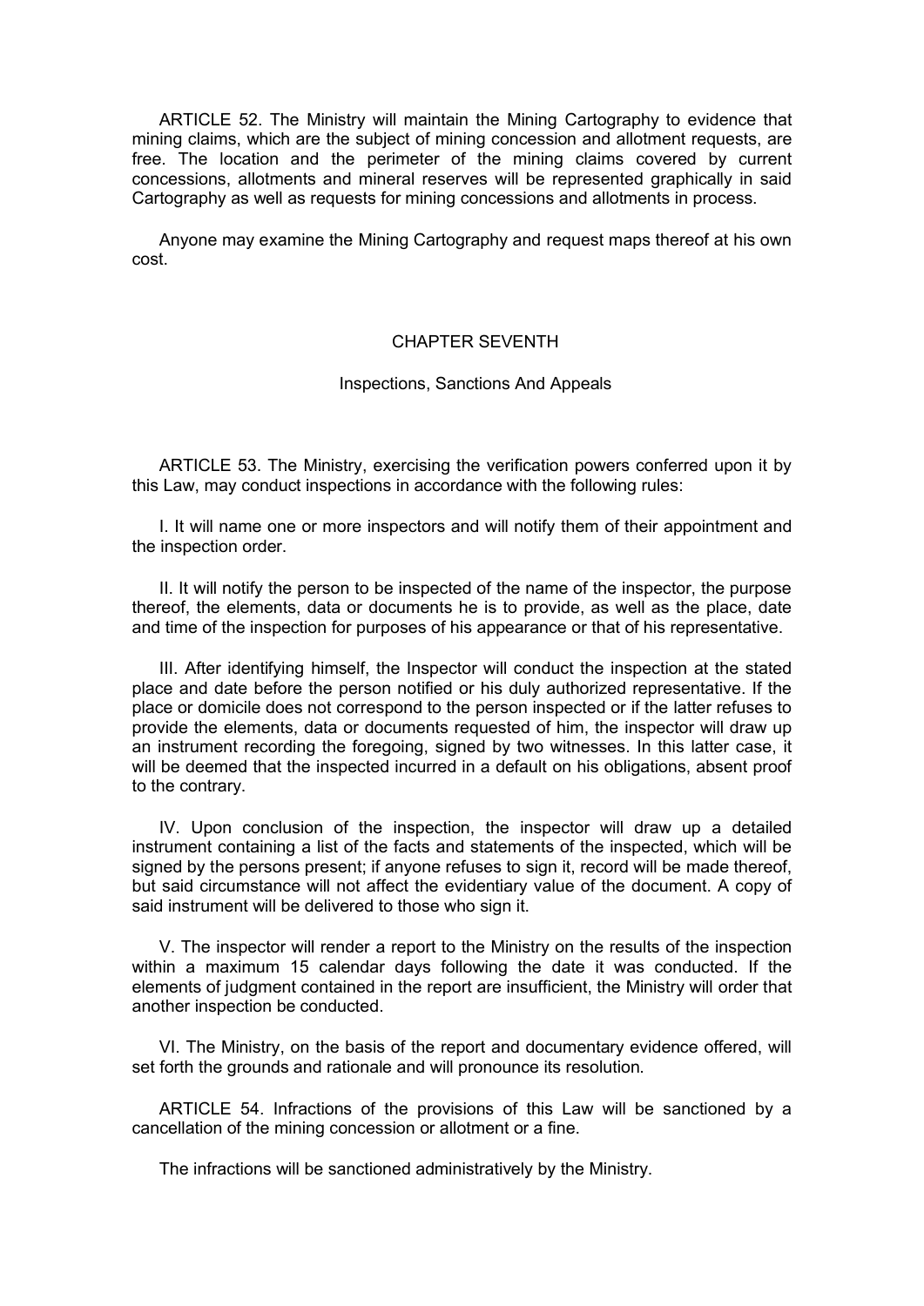ARTICLE 52. The Ministry will maintain the Mining Cartography to evidence that mining claims, which are the subject of mining concession and allotment requests, are free. The location and the perimeter of the mining claims covered by current concessions, allotments and mineral reserves will be represented graphically in said Cartography as well as requests for mining concessions and allotments in process.

Anyone may examine the Mining Cartography and request maps thereof at his own cost.

## CHAPTER SEVENTH

### Inspections, Sanctions And Appeals

ARTICLE 53. The Ministry, exercising the verification powers conferred upon it by this Law, may conduct inspections in accordance with the following rules:

I. It will name one or more inspectors and will notify them of their appointment and the inspection order.

II. It will notify the person to be inspected of the name of the inspector, the purpose thereof, the elements, data or documents he is to provide, as well as the place, date and time of the inspection for purposes of his appearance or that of his representative.

III. After identifying himself, the Inspector will conduct the inspection at the stated place and date before the person notified or his duly authorized representative. If the place or domicile does not correspond to the person inspected or if the latter refuses to provide the elements, data or documents requested of him, the inspector will draw up an instrument recording the foregoing, signed by two witnesses. In this latter case, it will be deemed that the inspected incurred in a default on his obligations, absent proof to the contrary.

IV. Upon conclusion of the inspection, the inspector will draw up a detailed instrument containing a list of the facts and statements of the inspected, which will be signed by the persons present; if anyone refuses to sign it, record will be made thereof, but said circumstance will not affect the evidentiary value of the document. A copy of said instrument will be delivered to those who sign it.

V. The inspector will render a report to the Ministry on the results of the inspection within a maximum 15 calendar days following the date it was conducted. If the elements of judgment contained in the report are insufficient, the Ministry will order that another inspection be conducted.

VI. The Ministry, on the basis of the report and documentary evidence offered, will set forth the grounds and rationale and will pronounce its resolution.

ARTICLE 54. Infractions of the provisions of this Law will be sanctioned by a cancellation of the mining concession or allotment or a fine.

The infractions will be sanctioned administratively by the Ministry.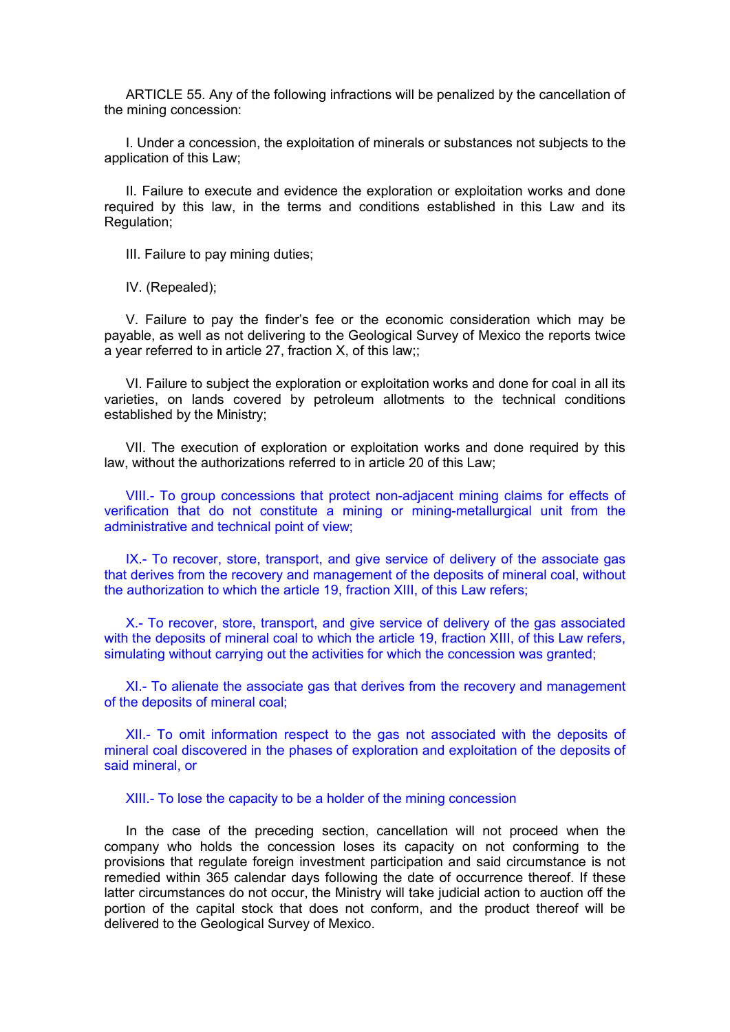ARTICLE 55. Any of the following infractions will be penalized by the cancellation of the mining concession:

I. Under a concession, the exploitation of minerals or substances not subjects to the application of this Law;

II. Failure to execute and evidence the exploration or exploitation works and done required by this law, in the terms and conditions established in this Law and its Regulation;

III. Failure to pay mining duties;

IV. (Repealed);

V. Failure to pay the finder's fee or the economic consideration which may be payable, as well as not delivering to the Geological Survey of Mexico the reports twice a year referred to in article 27, fraction X, of this law;;

VI. Failure to subject the exploration or exploitation works and done for coal in all its varieties, on lands covered by petroleum allotments to the technical conditions established by the Ministry;

VII. The execution of exploration or exploitation works and done required by this law, without the authorizations referred to in article 20 of this Law;

VIII.- To group concessions that protect non-adjacent mining claims for effects of verification that do not constitute a mining or mining-metallurgical unit from the administrative and technical point of view;

IX.- To recover, store, transport, and give service of delivery of the associate gas that derives from the recovery and management of the deposits of mineral coal, without the authorization to which the article 19, fraction XIII, of this Law refers;

X.- To recover, store, transport, and give service of delivery of the gas associated with the deposits of mineral coal to which the article 19, fraction XIII, of this Law refers, simulating without carrying out the activities for which the concession was granted;

XI.- To alienate the associate gas that derives from the recovery and management of the deposits of mineral coal;

XII.- To omit information respect to the gas not associated with the deposits of mineral coal discovered in the phases of exploration and exploitation of the deposits of said mineral, or

XIII.- To lose the capacity to be a holder of the mining concession

In the case of the preceding section, cancellation will not proceed when the company who holds the concession loses its capacity on not conforming to the provisions that regulate foreign investment participation and said circumstance is not remedied within 365 calendar days following the date of occurrence thereof. If these latter circumstances do not occur, the Ministry will take judicial action to auction off the portion of the capital stock that does not conform, and the product thereof will be delivered to the Geological Survey of Mexico.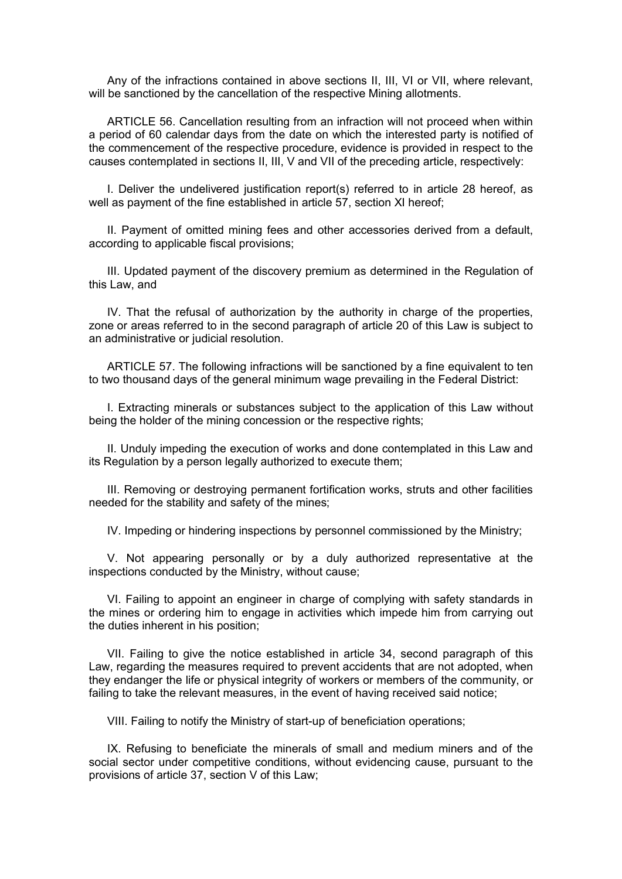Any of the infractions contained in above sections II, III, VI or VII, where relevant, will be sanctioned by the cancellation of the respective Mining allotments.

ARTICLE 56. Cancellation resulting from an infraction will not proceed when within a period of 60 calendar days from the date on which the interested party is notified of the commencement of the respective procedure, evidence is provided in respect to the causes contemplated in sections II, III, V and VII of the preceding article, respectively:

I. Deliver the undelivered justification report(s) referred to in article 28 hereof, as well as payment of the fine established in article 57, section XI hereof;

II. Payment of omitted mining fees and other accessories derived from a default, according to applicable fiscal provisions;

III. Updated payment of the discovery premium as determined in the Regulation of this Law, and

IV. That the refusal of authorization by the authority in charge of the properties, zone or areas referred to in the second paragraph of article 20 of this Law is subject to an administrative or judicial resolution.

ARTICLE 57. The following infractions will be sanctioned by a fine equivalent to ten to two thousand days of the general minimum wage prevailing in the Federal District:

I. Extracting minerals or substances subject to the application of this Law without being the holder of the mining concession or the respective rights;

II. Unduly impeding the execution of works and done contemplated in this Law and its Regulation by a person legally authorized to execute them;

III. Removing or destroying permanent fortification works, struts and other facilities needed for the stability and safety of the mines;

IV. Impeding or hindering inspections by personnel commissioned by the Ministry;

V. Not appearing personally or by a duly authorized representative at the inspections conducted by the Ministry, without cause;

VI. Failing to appoint an engineer in charge of complying with safety standards in the mines or ordering him to engage in activities which impede him from carrying out the duties inherent in his position;

VII. Failing to give the notice established in article 34, second paragraph of this Law, regarding the measures required to prevent accidents that are not adopted, when they endanger the life or physical integrity of workers or members of the community, or failing to take the relevant measures, in the event of having received said notice;

VIII. Failing to notify the Ministry of start-up of beneficiation operations;

IX. Refusing to beneficiate the minerals of small and medium miners and of the social sector under competitive conditions, without evidencing cause, pursuant to the provisions of article 37, section V of this Law;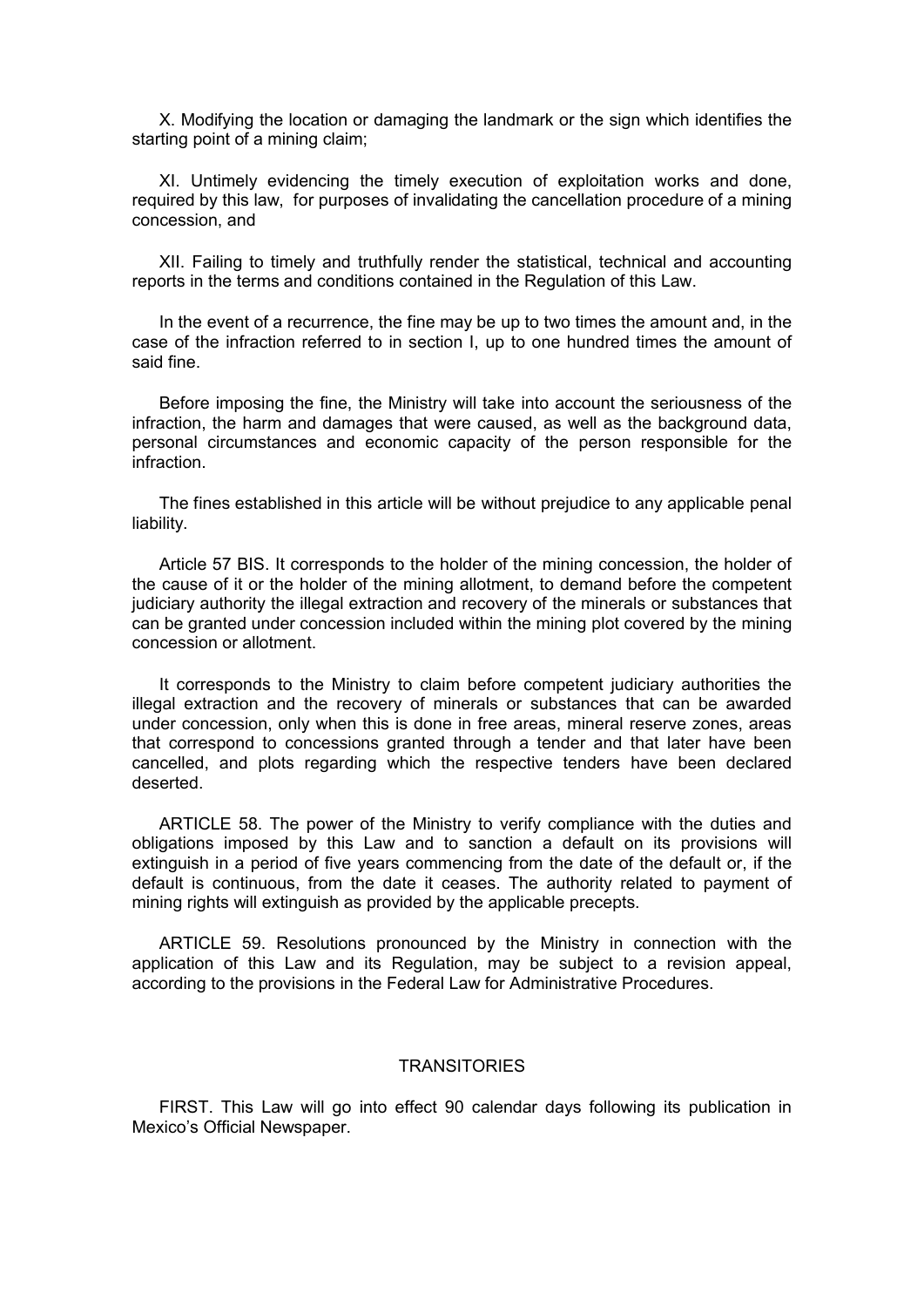X. Modifying the location or damaging the landmark or the sign which identifies the starting point of a mining claim;

XI. Untimely evidencing the timely execution of exploitation works and done, required by this law, for purposes of invalidating the cancellation procedure of a mining concession, and

XII. Failing to timely and truthfully render the statistical, technical and accounting reports in the terms and conditions contained in the Regulation of this Law.

In the event of a recurrence, the fine may be up to two times the amount and, in the case of the infraction referred to in section I, up to one hundred times the amount of said fine.

Before imposing the fine, the Ministry will take into account the seriousness of the infraction, the harm and damages that were caused, as well as the background data, personal circumstances and economic capacity of the person responsible for the infraction.

The fines established in this article will be without prejudice to any applicable penal liability.

Article 57 BIS. It corresponds to the holder of the mining concession, the holder of the cause of it or the holder of the mining allotment, to demand before the competent judiciary authority the illegal extraction and recovery of the minerals or substances that can be granted under concession included within the mining plot covered by the mining concession or allotment.

It corresponds to the Ministry to claim before competent judiciary authorities the illegal extraction and the recovery of minerals or substances that can be awarded under concession, only when this is done in free areas, mineral reserve zones, areas that correspond to concessions granted through a tender and that later have been cancelled, and plots regarding which the respective tenders have been declared deserted.

ARTICLE 58. The power of the Ministry to verify compliance with the duties and obligations imposed by this Law and to sanction a default on its provisions will extinguish in a period of five years commencing from the date of the default or, if the default is continuous, from the date it ceases. The authority related to payment of mining rights will extinguish as provided by the applicable precepts.

ARTICLE 59. Resolutions pronounced by the Ministry in connection with the application of this Law and its Regulation, may be subject to a revision appeal, according to the provisions in the Federal Law for Administrative Procedures.

## TRANSITORIES

FIRST. This Law will go into effect 90 calendar days following its publication in Mexico's Official Newspaper.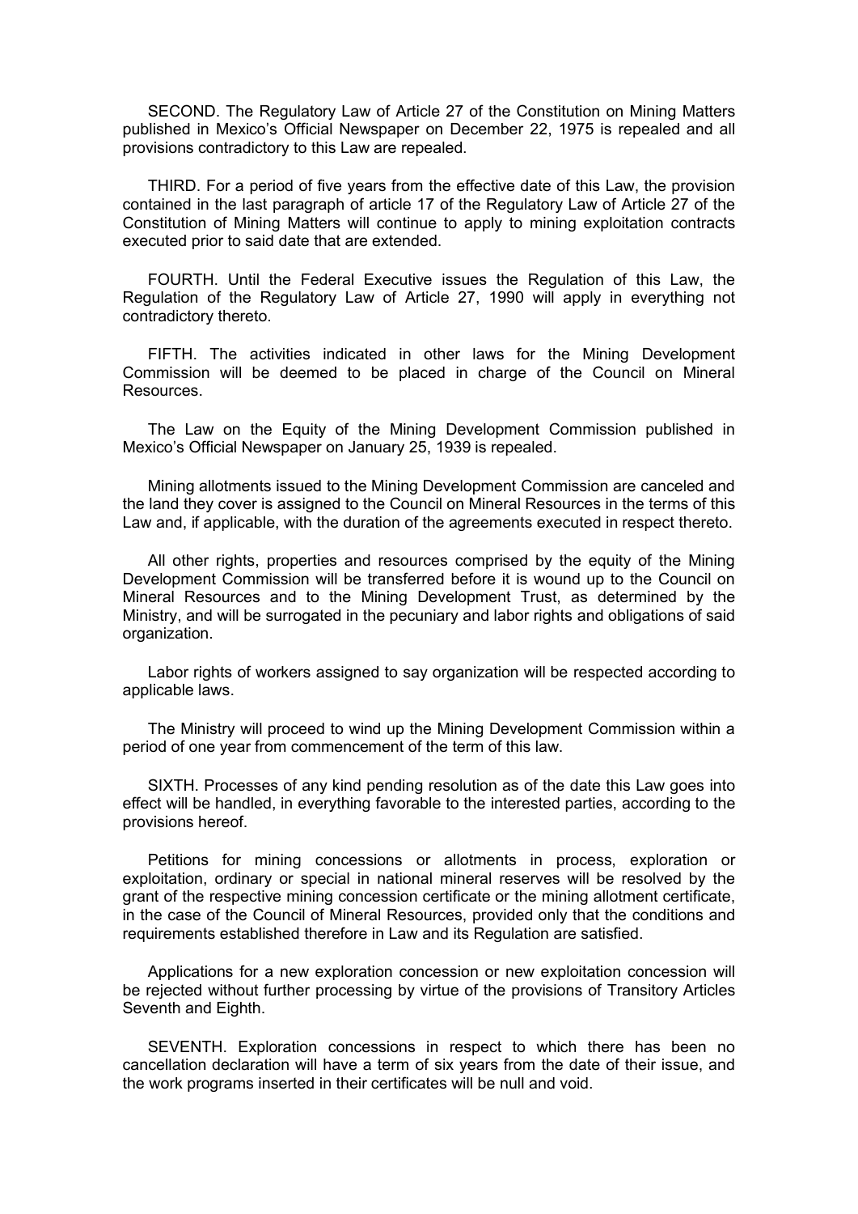SECOND. The Regulatory Law of Article 27 of the Constitution on Mining Matters published in Mexico's Official Newspaper on December 22, 1975 is repealed and all provisions contradictory to this Law are repealed.

THIRD. For a period of five years from the effective date of this Law, the provision contained in the last paragraph of article 17 of the Regulatory Law of Article 27 of the Constitution of Mining Matters will continue to apply to mining exploitation contracts executed prior to said date that are extended.

FOURTH. Until the Federal Executive issues the Regulation of this Law, the Regulation of the Regulatory Law of Article 27, 1990 will apply in everything not contradictory thereto.

FIFTH. The activities indicated in other laws for the Mining Development Commission will be deemed to be placed in charge of the Council on Mineral Resources.

The Law on the Equity of the Mining Development Commission published in Mexico's Official Newspaper on January 25, 1939 is repealed.

Mining allotments issued to the Mining Development Commission are canceled and the land they cover is assigned to the Council on Mineral Resources in the terms of this Law and, if applicable, with the duration of the agreements executed in respect thereto.

All other rights, properties and resources comprised by the equity of the Mining Development Commission will be transferred before it is wound up to the Council on Mineral Resources and to the Mining Development Trust, as determined by the Ministry, and will be surrogated in the pecuniary and labor rights and obligations of said organization.

Labor rights of workers assigned to say organization will be respected according to applicable laws.

The Ministry will proceed to wind up the Mining Development Commission within a period of one year from commencement of the term of this law.

SIXTH. Processes of any kind pending resolution as of the date this Law goes into effect will be handled, in everything favorable to the interested parties, according to the provisions hereof.

Petitions for mining concessions or allotments in process, exploration or exploitation, ordinary or special in national mineral reserves will be resolved by the grant of the respective mining concession certificate or the mining allotment certificate, in the case of the Council of Mineral Resources, provided only that the conditions and requirements established therefore in Law and its Regulation are satisfied.

Applications for a new exploration concession or new exploitation concession will be rejected without further processing by virtue of the provisions of Transitory Articles Seventh and Eighth.

SEVENTH. Exploration concessions in respect to which there has been no cancellation declaration will have a term of six years from the date of their issue, and the work programs inserted in their certificates will be null and void.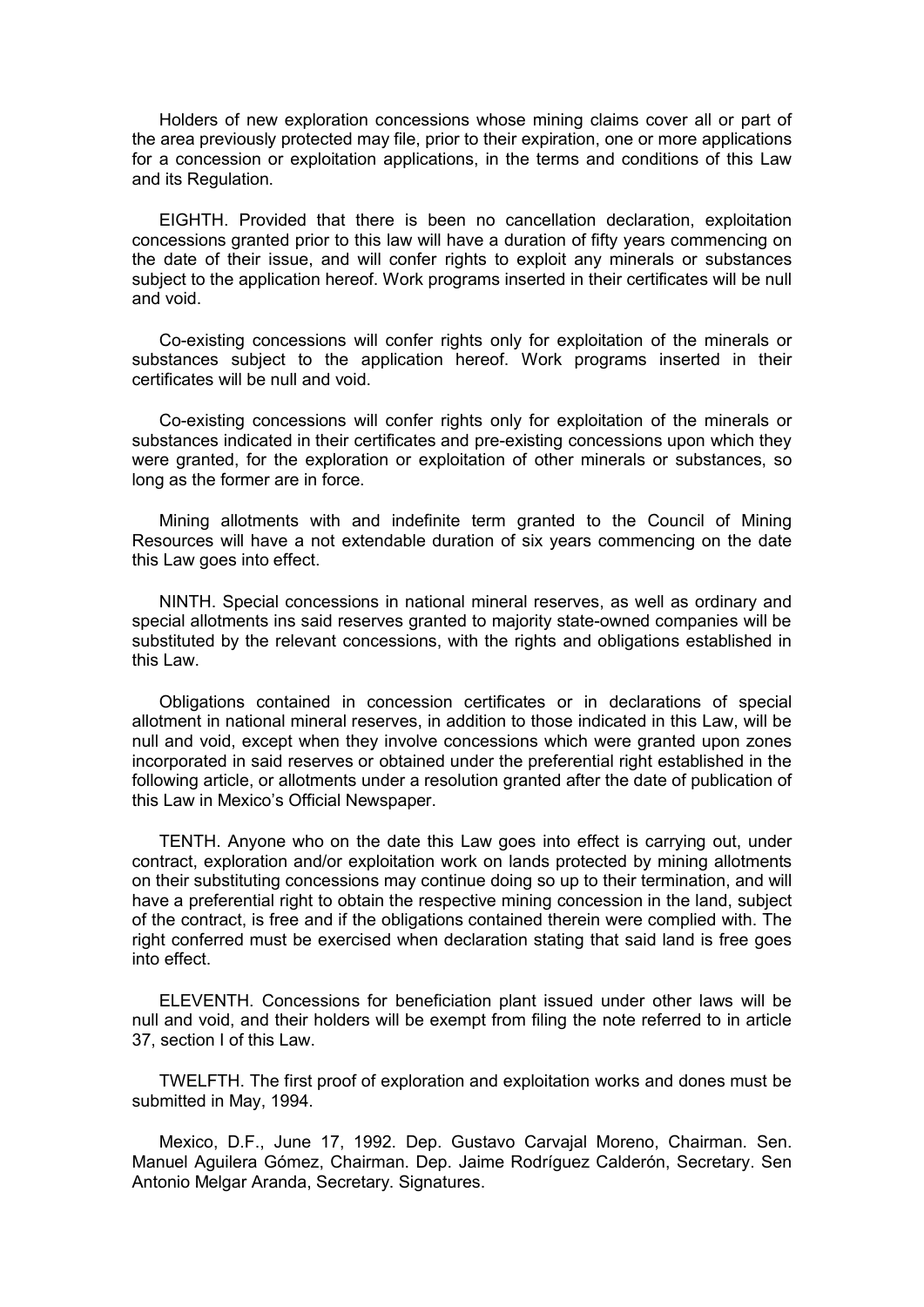Holders of new exploration concessions whose mining claims cover all or part of the area previously protected may file, prior to their expiration, one or more applications for a concession or exploitation applications, in the terms and conditions of this Law and its Regulation.

EIGHTH. Provided that there is been no cancellation declaration, exploitation concessions granted prior to this law will have a duration of fifty years commencing on the date of their issue, and will confer rights to exploit any minerals or substances subject to the application hereof. Work programs inserted in their certificates will be null and void.

Co-existing concessions will confer rights only for exploitation of the minerals or substances subject to the application hereof. Work programs inserted in their certificates will be null and void.

Co-existing concessions will confer rights only for exploitation of the minerals or substances indicated in their certificates and pre-existing concessions upon which they were granted, for the exploration or exploitation of other minerals or substances, so long as the former are in force.

Mining allotments with and indefinite term granted to the Council of Mining Resources will have a not extendable duration of six years commencing on the date this Law goes into effect.

NINTH. Special concessions in national mineral reserves, as well as ordinary and special allotments ins said reserves granted to majority state-owned companies will be substituted by the relevant concessions, with the rights and obligations established in this Law.

Obligations contained in concession certificates or in declarations of special allotment in national mineral reserves, in addition to those indicated in this Law, will be null and void, except when they involve concessions which were granted upon zones incorporated in said reserves or obtained under the preferential right established in the following article, or allotments under a resolution granted after the date of publication of this Law in Mexico's Official Newspaper.

TENTH. Anyone who on the date this Law goes into effect is carrying out, under contract, exploration and/or exploitation work on lands protected by mining allotments on their substituting concessions may continue doing so up to their termination, and will have a preferential right to obtain the respective mining concession in the land, subject of the contract, is free and if the obligations contained therein were complied with. The right conferred must be exercised when declaration stating that said land is free goes into effect.

ELEVENTH. Concessions for beneficiation plant issued under other laws will be null and void, and their holders will be exempt from filing the note referred to in article 37, section I of this Law.

TWELFTH. The first proof of exploration and exploitation works and dones must be submitted in May, 1994.

Mexico, D.F., June 17, 1992. Dep. Gustavo Carvajal Moreno, Chairman. Sen. Manuel Aguilera Gómez, Chairman. Dep. Jaime Rodríguez Calderón, Secretary. Sen Antonio Melgar Aranda, Secretary. Signatures.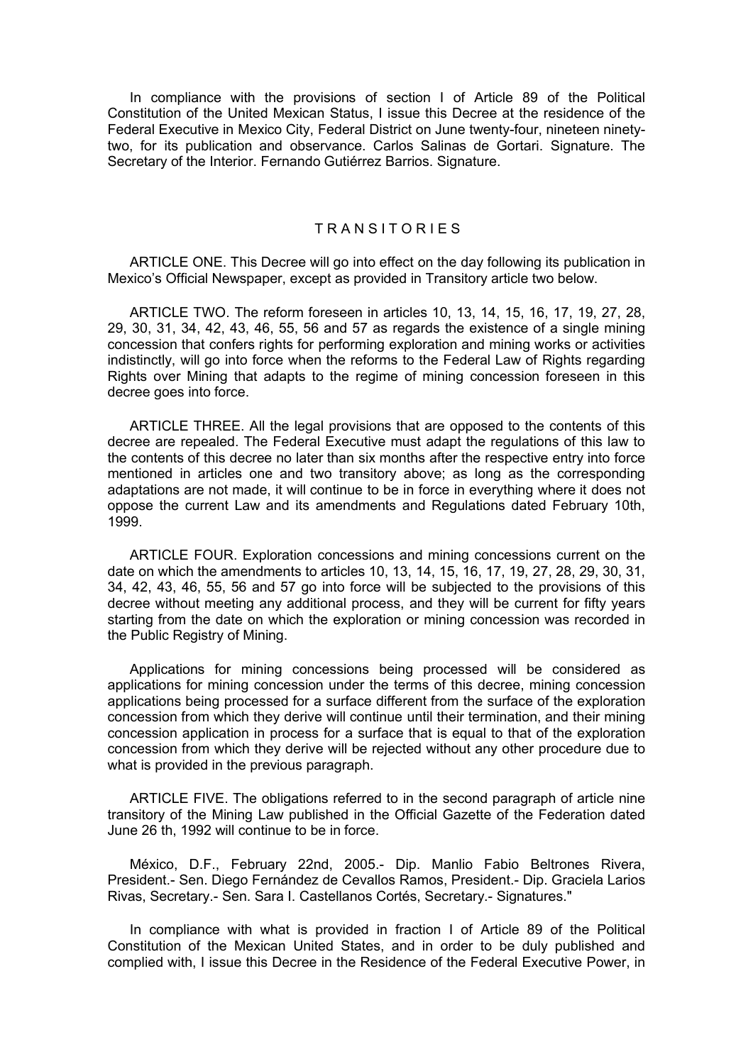In compliance with the provisions of section I of Article 89 of the Political Constitution of the United Mexican Status, I issue this Decree at the residence of the Federal Executive in Mexico City, Federal District on June twenty-four, nineteen ninety-two, for its publication and observance. Carlos Salinas de Gortari. Signature. The Secretary of the Interior. Fernando Gutiérrez Barrios. Signature.

## T R A N S I T O R I E S

ARTICLE ONE. This Decree will go into effect on the day following its publication in Mexico's Official Newspaper, except as provided in Transitory article two below.

ARTICLE TWO. The reform foreseen in articles 10, 13, 14, 15, 16, 17, 19, 27, 28, 29, 30, 31, 34, 42, 43, 46, 55, 56 and 57 as regards the existence of a single mining concession that confers rights for performing exploration and mining works or activities indistinctly, will go into force when the reforms to the Federal Law of Rights regarding Rights over Mining that adapts to the regime of mining concession foreseen in this decree goes into force.

ARTICLE THREE. All the legal provisions that are opposed to the contents of this decree are repealed. The Federal Executive must adapt the regulations of this law to the contents of this decree no later than six months after the respective entry into force mentioned in articles one and two transitory above; as long as the corresponding adaptations are not made, it will continue to be in force in everything where it does not oppose the current Law and its amendments and Regulations dated February 10th, 1999.

ARTICLE FOUR. Exploration concessions and mining concessions current on the date on which the amendments to articles 10, 13, 14, 15, 16, 17, 19, 27, 28, 29, 30, 31, 34, 42, 43, 46, 55, 56 and 57 go into force will be subjected to the provisions of this decree without meeting any additional process, and they will be current for fifty years starting from the date on which the exploration or mining concession was recorded in the Public Registry of Mining.

Applications for mining concessions being processed will be considered as applications for mining concession under the terms of this decree, mining concession applications being processed for a surface different from the surface of the exploration concession from which they derive will continue until their termination, and their mining concession application in process for a surface that is equal to that of the exploration concession from which they derive will be rejected without any other procedure due to what is provided in the previous paragraph.

ARTICLE FIVE. The obligations referred to in the second paragraph of article nine transitory of the Mining Law published in the Official Gazette of the Federation dated June 26 th, 1992 will continue to be in force.

México, D.F., February 22nd, 2005.- Dip. Manlio Fabio Beltrones Rivera, President.- Sen. Diego Fernández de Cevallos Ramos, President.- Dip. Graciela Larios Rivas, Secretary.- Sen. Sara I. Castellanos Cortés, Secretary.- Signatures."

In compliance with what is provided in fraction I of Article 89 of the Political Constitution of the Mexican United States, and in order to be duly published and complied with, I issue this Decree in the Residence of the Federal Executive Power, in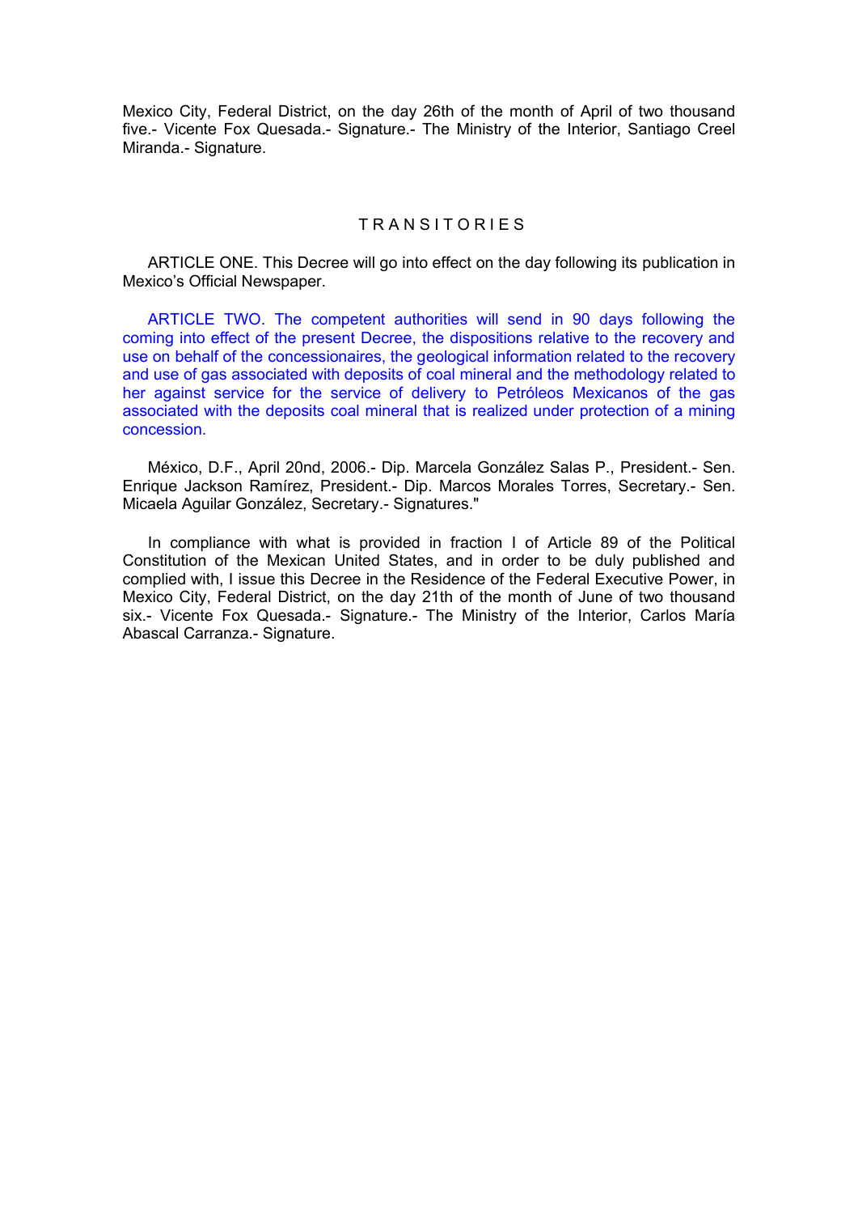Mexico City, Federal District, on the day 26th of the month of April of two thousand five.- Vicente Fox Quesada.- Signature.- The Ministry of the Interior, Santiago Creel Miranda.- Signature.

## T R A N S I T O R I E S

ARTICLE ONE. This Decree will go into effect on the day following its publication in Mexico's Official Newspaper.

ARTICLE TWO. The competent authorities will send in 90 days following the coming into effect of the present Decree, the dispositions relative to the recovery and use on behalf of the concessionaires, the geological information related to the recovery and use of gas associated with deposits of coal mineral and the methodology related to her against service for the service of delivery to Petróleos Mexicanos of the gas associated with the deposits coal mineral that is realized under protection of a mining concession.

México, D.F., April 20nd, 2006.- Dip. Marcela González Salas P., President.- Sen. Enrique Jackson Ramírez, President.- Dip. Marcos Morales Torres, Secretary.- Sen. Micaela Aguilar González, Secretary.- Signatures."

In compliance with what is provided in fraction I of Article 89 of the Political Constitution of the Mexican United States, and in order to be duly published and complied with, I issue this Decree in the Residence of the Federal Executive Power, in Mexico City, Federal District, on the day 21th of the month of June of two thousand six.- Vicente Fox Quesada.- Signature.- The Ministry of the Interior, Carlos María Abascal Carranza.- Signature.